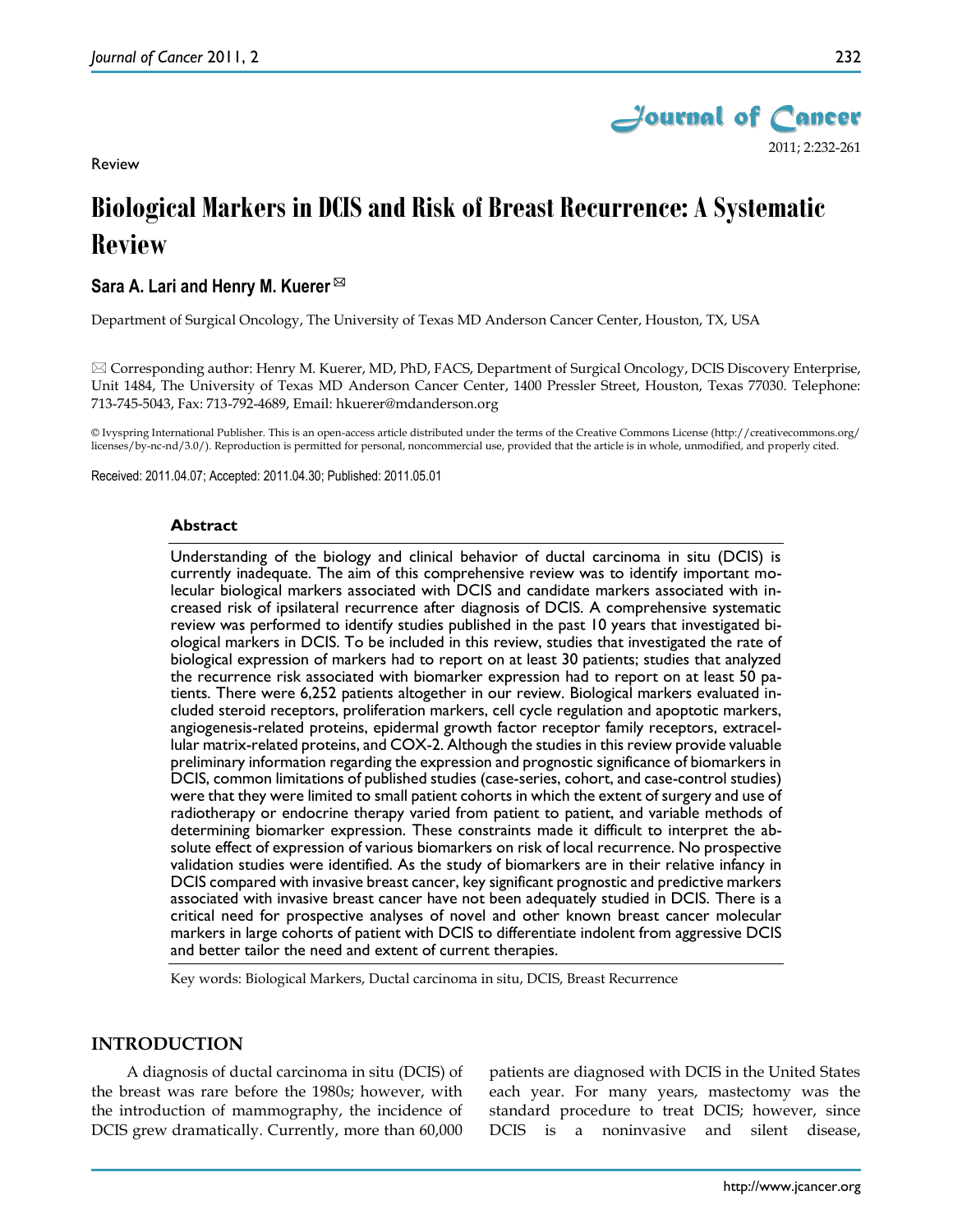Review

# Biological Markers in DCIS and Risk of Breast Recurrence: A Systematic Review

**Sara A. Lari and Henry M. Kuerer** ✉

Department of Surgical Oncology, The University of Texas MD Anderson Cancer Center, Houston, TX, USA

✉ Corresponding author: Henry M. Kuerer, MD, PhD, FACS, Department of Surgical Oncology, DCIS Discovery Enterprise, Unit 1484, The University of Texas MD Anderson Cancer Center, 1400 Pressler Street, Houston, Texas 77030. Telephone: 713-745-5043, Fax: 713-792-4689, Email: hkuerer@mdanderson.org

© Ivyspring International Publisher. This is an open-access article distributed under the terms of the Creative Commons License (http://creativecommons.org/licenses/by-nc-nd/3.0/). Reproduction is permitted for personal, noncommercial use, provided that the article is in whole, unmodified, and properly cited.

Received: 2011.04.07; Accepted: 2011.04.30; Published: 2011.05.01

### Abstract

Understanding of the biology and clinical behavior of ductal carcinoma in situ (DCIS) is currently inadequate. The aim of this comprehensive review was to identify important molecular biological markers associated with DCIS and candidate markers associated with increased risk of ipsilateral recurrence after diagnosis of DCIS. A comprehensive systematic review was performed to identify studies published in the past 10 years that investigated biological markers in DCIS. To be included in this review, studies that investigated the rate of biological expression of markers had to report on at least 30 patients; studies that analyzed the recurrence risk associated with biomarker expression had to report on at least 50 patients. There were 6,252 patients altogether in our review. Biological markers evaluated included steroid receptors, proliferation markers, cell cycle regulation and apoptotic markers, angiogenesis-related proteins, epidermal growth factor receptor family receptors, extracellular matrix-related proteins, and COX-2. Although the studies in this review provide valuable preliminary information regarding the expression and prognostic significance of biomarkers in DCIS, common limitations of published studies (case-series, cohort, and case-control studies) were that they were limited to small patient cohorts in which the extent of surgery and use of radiotherapy or endocrine therapy varied from patient to patient, and variable methods of determining biomarker expression. These constraints made it difficult to interpret the absolute effect of expression of various biomarkers on risk of local recurrence. No prospective validation studies were identified. As the study of biomarkers are in their relative infancy in DCIS compared with invasive breast cancer, key significant prognostic and predictive markers associated with invasive breast cancer have not been adequately studied in DCIS. There is a critical need for prospective analyses of novel and other known breast cancer molecular markers in large cohorts of patient with DCIS to differentiate indolent from aggressive DCIS and better tailor the need and extent of current therapies.

Key words: Biological Markers, Ductal carcinoma in situ, DCIS, Breast Recurrence

## INTRODUCTION

A diagnosis of ductal carcinoma in situ (DCIS) of the breast was rare before the 1980s; however, with the introduction of mammography, the incidence of DCIS grew dramatically. Currently, more than 60,000 patients are diagnosed with DCIS in the United States each year. For many years, mastectomy was the standard procedure to treat DCIS; however, since DCIS is a noninvasive and silent disease,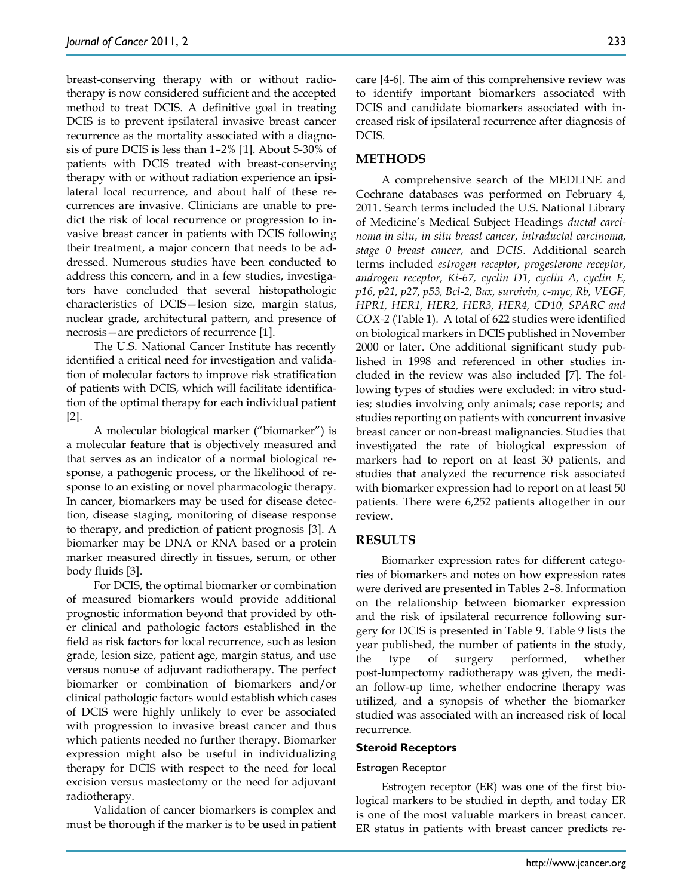breast-conserving therapy with or without radiotherapy is now considered sufficient and the accepted method to treat DCIS. A definitive goal in treating DCIS is to prevent ipsilateral invasive breast cancer recurrence as the mortality associated with a diagnosis of pure DCIS is less than 1–2% [1]. About 5-30% of patients with DCIS treated with breast-conserving therapy with or without radiation experience an ipsilateral local recurrence, and about half of these recurrences are invasive. Clinicians are unable to predict the risk of local recurrence or progression to invasive breast cancer in patients with DCIS following their treatment, a major concern that needs to be addressed. Numerous studies have been conducted to address this concern, and in a few studies, investigators have concluded that several histopathologic characteristics of DCIS—lesion size, margin status, nuclear grade, architectural pattern, and presence of necrosis—are predictors of recurrence [1].

The U.S. National Cancer Institute has recently identified a critical need for investigation and validation of molecular factors to improve risk stratification of patients with DCIS, which will facilitate identification of the optimal therapy for each individual patient [2].

A molecular biological marker ("biomarker") is a molecular feature that is objectively measured and that serves as an indicator of a normal biological response, a pathogenic process, or the likelihood of response to an existing or novel pharmacologic therapy. In cancer, biomarkers may be used for disease detection, disease staging, monitoring of disease response to therapy, and prediction of patient prognosis [3]. A biomarker may be DNA or RNA based or a protein marker measured directly in tissues, serum, or other body fluids [3].

For DCIS, the optimal biomarker or combination of measured biomarkers would provide additional prognostic information beyond that provided by other clinical and pathologic factors established in the field as risk factors for local recurrence, such as lesion grade, lesion size, patient age, margin status, and use versus nonuse of adjuvant radiotherapy. The perfect biomarker or combination of biomarkers and/or clinical pathologic factors would establish which cases of DCIS were highly unlikely to ever be associated with progression to invasive breast cancer and thus which patients needed no further therapy. Biomarker expression might also be useful in individualizing therapy for DCIS with respect to the need for local excision versus mastectomy or the need for adjuvant radiotherapy.

Validation of cancer biomarkers is complex and must be thorough if the marker is to be used in patient care [4-6]. The aim of this comprehensive review was to identify important biomarkers associated with DCIS and candidate biomarkers associated with increased risk of ipsilateral recurrence after diagnosis of DCIS.

## METHODS

A comprehensive search of the MEDLINE and Cochrane databases was performed on February 4, 2011. Search terms included the U.S. National Library of Medicine's Medical Subject Headings *ductal carcinoma in situ*, *in situ breast cancer*, *intraductal carcinoma*, *stage 0 breast cancer*, and *DCIS*. Additional search terms included *estrogen receptor, progesterone receptor, androgen receptor, Ki-67, cyclin D1, cyclin A, cyclin E, p16, p21, p27, p53, Bcl-2, Bax, survivin, c-myc, Rb, VEGF, HPR1, HER1, HER2, HER3, HER4, CD10, SPARC and COX-2* (Table 1). A total of 622 studies were identified on biological markers in DCIS published in November 2000 or later. One additional significant study published in 1998 and referenced in other studies included in the review was also included [7]. The following types of studies were excluded: in vitro studies; studies involving only animals; case reports; and studies reporting on patients with concurrent invasive breast cancer or non-breast malignancies. Studies that investigated the rate of biological expression of markers had to report on at least 30 patients, and studies that analyzed the recurrence risk associated with biomarker expression had to report on at least 50 patients. There were 6,252 patients altogether in our review.

## RESULTS

Biomarker expression rates for different categories of biomarkers and notes on how expression rates were derived are presented in Tables 2–8. Information on the relationship between biomarker expression and the risk of ipsilateral recurrence following surgery for DCIS is presented in Table 9. Table 9 lists the year published, the number of patients in the study, the type of surgery performed, whether post-lumpectomy radiotherapy was given, the median follow-up time, whether endocrine therapy was utilized, and a synopsis of whether the biomarker studied was associated with an increased risk of local recurrence.

### Steroid Receptors

#### Estrogen Receptor

Estrogen receptor (ER) was one of the first biological markers to be studied in depth, and today ER is one of the most valuable markers in breast cancer. ER status in patients with breast cancer predicts re-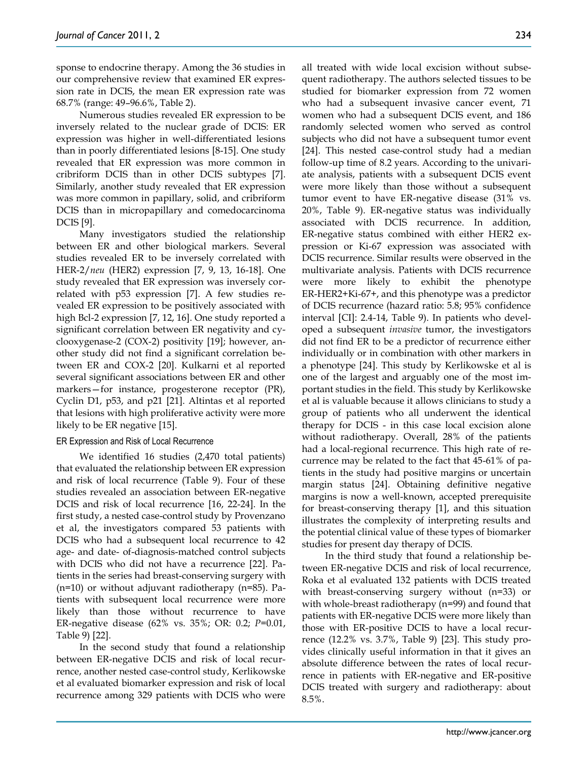sponse to endocrine therapy. Among the 36 studies in our comprehensive review that examined ER expression rate in DCIS, the mean ER expression rate was 68.7% (range: 49–96.6%, Table 2).

Numerous studies revealed ER expression to be inversely related to the nuclear grade of DCIS: ER expression was higher in well-differentiated lesions than in poorly differentiated lesions [8-15]. One study revealed that ER expression was more common in cribriform DCIS than in other DCIS subtypes [7]. Similarly, another study revealed that ER expression was more common in papillary, solid, and cribriform DCIS than in micropapillary and comedocarcinoma DCIS [9].

Many investigators studied the relationship between ER and other biological markers. Several studies revealed ER to be inversely correlated with HER-2/*neu* (HER2) expression [7, 9, 13, 16-18]. One study revealed that ER expression was inversely correlated with p53 expression [7]. A few studies revealed ER expression to be positively associated with high Bcl-2 expression [7, 12, 16]. One study reported a significant correlation between ER negativity and cyclooxygenase-2 (COX-2) positivity [19]; however, another study did not find a significant correlation between ER and COX-2 [20]. Kulkarni et al reported several significant associations between ER and other markers—for instance, progesterone receptor (PR), Cyclin D1, p53, and p21 [21]. Altintas et al reported that lesions with high proliferative activity were more likely to be ER negative [15].

### ER Expression and Risk of Local Recurrence

We identified 16 studies (2,470 total patients) that evaluated the relationship between ER expression and risk of local recurrence (Table 9). Four of these studies revealed an association between ER-negative DCIS and risk of local recurrence [16, 22-24]. In the first study, a nested case-control study by Provenzano et al, the investigators compared 53 patients with DCIS who had a subsequent local recurrence to 42 age- and date- of-diagnosis-matched control subjects with DCIS who did not have a recurrence [22]. Patients in the series had breast-conserving surgery with (n=10) or without adjuvant radiotherapy (n=85). Patients with subsequent local recurrence were more likely than those without recurrence to have ER-negative disease (62% vs. 35%; OR: 0.2; *P*=0.01, Table 9) [22].

In the second study that found a relationship between ER-negative DCIS and risk of local recurrence, another nested case-control study, Kerlikowske et al evaluated biomarker expression and risk of local recurrence among 329 patients with DCIS who were all treated with wide local excision without subsequent radiotherapy. The authors selected tissues to be studied for biomarker expression from 72 women who had a subsequent invasive cancer event, 71 women who had a subsequent DCIS event, and 186 randomly selected women who served as control subjects who did not have a subsequent tumor event [24]. This nested case-control study had a median follow-up time of 8.2 years. According to the univariate analysis, patients with a subsequent DCIS event were more likely than those without a subsequent tumor event to have ER-negative disease (31% vs. 20%, Table 9). ER-negative status was individually associated with DCIS recurrence. In addition, ER-negative status combined with either HER2 expression or Ki-67 expression was associated with DCIS recurrence. Similar results were observed in the multivariate analysis. Patients with DCIS recurrence were more likely to exhibit the phenotype ER-HER2+Ki-67+, and this phenotype was a predictor of DCIS recurrence (hazard ratio: 5.8; 95% confidence interval [CI]: 2.4-14, Table 9). In patients who developed a subsequent *invasive* tumor, the investigators did not find ER to be a predictor of recurrence either individually or in combination with other markers in a phenotype [24]. This study by Kerlikowske et al is one of the largest and arguably one of the most important studies in the field. This study by Kerlikowske et al is valuable because it allows clinicians to study a group of patients who all underwent the identical therapy for DCIS - in this case local excision alone without radiotherapy. Overall, 28% of the patients had a local-regional recurrence. This high rate of recurrence may be related to the fact that 45-61% of patients in the study had positive margins or uncertain margin status [24]. Obtaining definitive negative margins is now a well-known, accepted prerequisite for breast-conserving therapy [1], and this situation illustrates the complexity of interpreting results and the potential clinical value of these types of biomarker studies for present day therapy of DCIS.

In the third study that found a relationship between ER-negative DCIS and risk of local recurrence, Roka et al evaluated 132 patients with DCIS treated with breast-conserving surgery without (n=33) or with whole-breast radiotherapy (n=99) and found that patients with ER-negative DCIS were more likely than those with ER-positive DCIS to have a local recurrence (12.2% vs. 3.7%, Table 9) [23]. This study provides clinically useful information in that it gives an absolute difference between the rates of local recurrence in patients with ER-negative and ER-positive DCIS treated with surgery and radiotherapy: about 8.5%.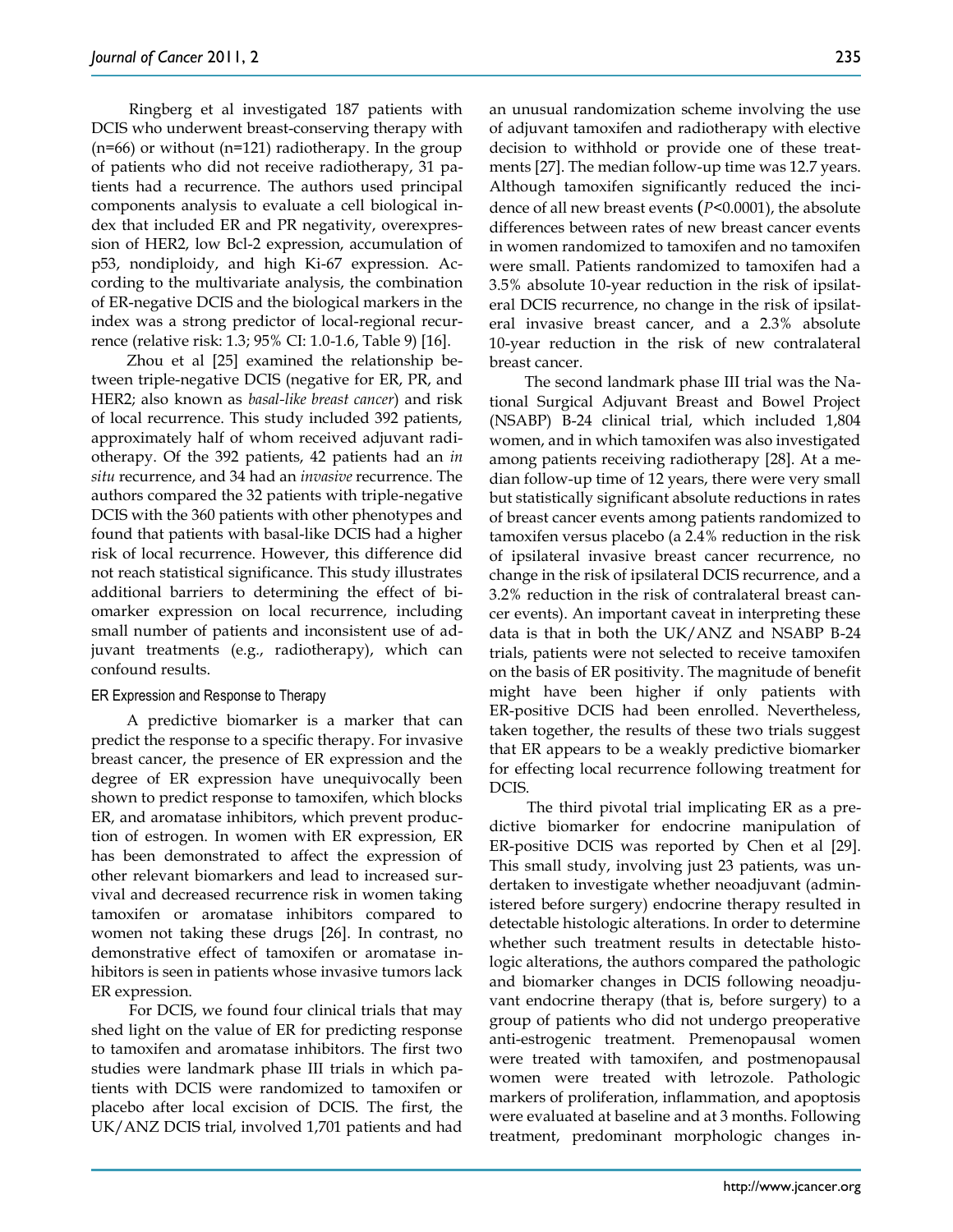Ringberg et al investigated 187 patients with DCIS who underwent breast-conserving therapy with (n=66) or without (n=121) radiotherapy. In the group of patients who did not receive radiotherapy, 31 patients had a recurrence. The authors used principal components analysis to evaluate a cell biological index that included ER and PR negativity, overexpression of HER2, low Bcl-2 expression, accumulation of p53, nondiploidy, and high Ki-67 expression. According to the multivariate analysis, the combination of ER-negative DCIS and the biological markers in the index was a strong predictor of local-regional recurrence (relative risk: 1.3; 95% CI: 1.0-1.6, Table 9) [16].

Zhou et al [25] examined the relationship between triple-negative DCIS (negative for ER, PR, and HER2; also known as *basal-like breast cancer*) and risk of local recurrence. This study included 392 patients, approximately half of whom received adjuvant radiotherapy. Of the 392 patients, 42 patients had an *in situ* recurrence, and 34 had an *invasive* recurrence. The authors compared the 32 patients with triple-negative DCIS with the 360 patients with other phenotypes and found that patients with basal-like DCIS had a higher risk of local recurrence. However, this difference did not reach statistical significance. This study illustrates additional barriers to determining the effect of biomarker expression on local recurrence, including small number of patients and inconsistent use of adjuvant treatments (e.g., radiotherapy), which can confound results.

### ER Expression and Response to Therapy

A predictive biomarker is a marker that can predict the response to a specific therapy. For invasive breast cancer, the presence of ER expression and the degree of ER expression have unequivocally been shown to predict response to tamoxifen, which blocks ER, and aromatase inhibitors, which prevent production of estrogen. In women with ER expression, ER has been demonstrated to affect the expression of other relevant biomarkers and lead to increased survival and decreased recurrence risk in women taking tamoxifen or aromatase inhibitors compared to women not taking these drugs [26]. In contrast, no demonstrative effect of tamoxifen or aromatase inhibitors is seen in patients whose invasive tumors lack ER expression.

For DCIS, we found four clinical trials that may shed light on the value of ER for predicting response to tamoxifen and aromatase inhibitors. The first two studies were landmark phase III trials in which patients with DCIS were randomized to tamoxifen or placebo after local excision of DCIS. The first, the UK/ANZ DCIS trial, involved 1,701 patients and had an unusual randomization scheme involving the use of adjuvant tamoxifen and radiotherapy with elective decision to withhold or provide one of these treatments [27]. The median follow-up time was 12.7 years. Although tamoxifen significantly reduced the incidence of all new breast events ($P<0.0001$), the absolute differences between rates of new breast cancer events in women randomized to tamoxifen and no tamoxifen were small. Patients randomized to tamoxifen had a 3.5% absolute 10-year reduction in the risk of ipsilateral DCIS recurrence, no change in the risk of ipsilateral invasive breast cancer, and a 2.3% absolute 10-year reduction in the risk of new contralateral breast cancer.

The second landmark phase III trial was the National Surgical Adjuvant Breast and Bowel Project (NSABP) B-24 clinical trial, which included 1,804 women, and in which tamoxifen was also investigated among patients receiving radiotherapy [28]. At a median follow-up time of 12 years, there were very small but statistically significant absolute reductions in rates of breast cancer events among patients randomized to tamoxifen versus placebo (a 2.4% reduction in the risk of ipsilateral invasive breast cancer recurrence, no change in the risk of ipsilateral DCIS recurrence, and a 3.2% reduction in the risk of contralateral breast cancer events). An important caveat in interpreting these data is that in both the UK/ANZ and NSABP B-24 trials, patients were not selected to receive tamoxifen on the basis of ER positivity. The magnitude of benefit might have been higher if only patients with ER-positive DCIS had been enrolled. Nevertheless, taken together, the results of these two trials suggest that ER appears to be a weakly predictive biomarker for effecting local recurrence following treatment for DCIS.

The third pivotal trial implicating ER as a predictive biomarker for endocrine manipulation of ER-positive DCIS was reported by Chen et al [29]. This small study, involving just 23 patients, was undertaken to investigate whether neoadjuvant (administered before surgery) endocrine therapy resulted in detectable histologic alterations. In order to determine whether such treatment results in detectable histologic alterations, the authors compared the pathologic and biomarker changes in DCIS following neoadjuvant endocrine therapy (that is, before surgery) to a group of patients who did not undergo preoperative anti-estrogenic treatment. Premenopausal women were treated with tamoxifen, and postmenopausal women were treated with letrozole. Pathologic markers of proliferation, inflammation, and apoptosis were evaluated at baseline and at 3 months. Following treatment, predominant morphologic changes in-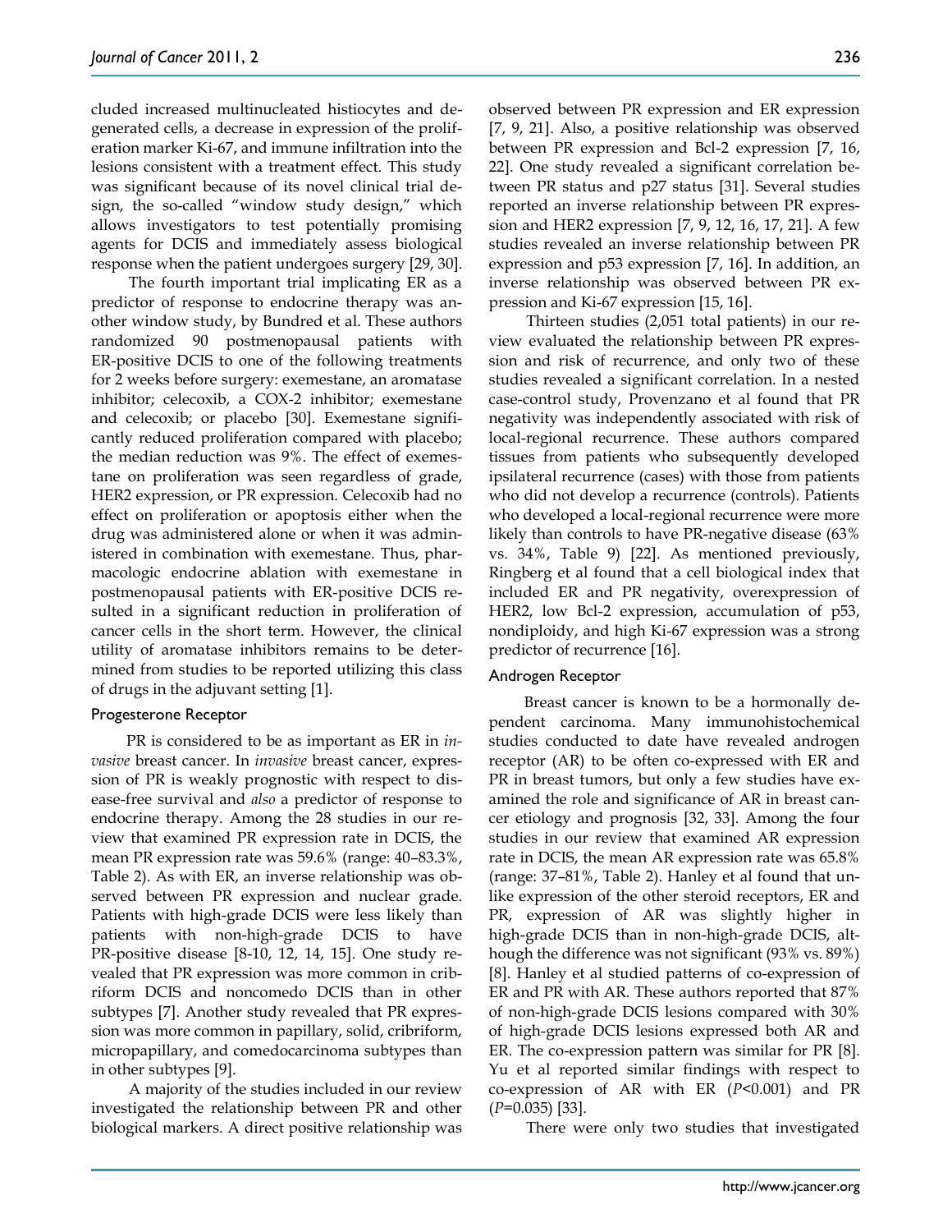cluded increased multinucleated histiocytes and degenerated cells, a decrease in expression of the proliferation marker Ki-67, and immune infiltration into the lesions consistent with a treatment effect. This study was significant because of its novel clinical trial design, the so-called "window study design," which allows investigators to test potentially promising agents for DCIS and immediately assess biological response when the patient undergoes surgery [29, 30].

The fourth important trial implicating ER as a predictor of response to endocrine therapy was another window study, by Bundred et al. These authors randomized 90 postmenopausal patients with ER-positive DCIS to one of the following treatments for 2 weeks before surgery: exemestane, an aromatase inhibitor; celecoxib, a COX-2 inhibitor; exemestane and celecoxib; or placebo [30]. Exemestane significantly reduced proliferation compared with placebo; the median reduction was 9%. The effect of exemestane on proliferation was seen regardless of grade, HER2 expression, or PR expression. Celecoxib had no effect on proliferation or apoptosis either when the drug was administered alone or when it was administered in combination with exemestane. Thus, pharmacologic endocrine ablation with exemestane in postmenopausal patients with ER-positive DCIS resulted in a significant reduction in proliferation of cancer cells in the short term. However, the clinical utility of aromatase inhibitors remains to be determined from studies to be reported utilizing this class of drugs in the adjuvant setting [1].

### Progesterone Receptor

PR is considered to be as important as ER in *invasive* breast cancer. In *invasive* breast cancer, expression of PR is weakly prognostic with respect to disease-free survival and *also* a predictor of response to endocrine therapy. Among the 28 studies in our review that examined PR expression rate in DCIS, the mean PR expression rate was 59.6% (range: 40–83.3%, Table 2). As with ER, an inverse relationship was observed between PR expression and nuclear grade. Patients with high-grade DCIS were less likely than patients with non-high-grade DCIS to have PR-positive disease [8-10, 12, 14, 15]. One study revealed that PR expression was more common in cribriform DCIS and noncomedo DCIS than in other subtypes [7]. Another study revealed that PR expression was more common in papillary, solid, cribriform, micropapillary, and comedocarcinoma subtypes than in other subtypes [9].

A majority of the studies included in our review investigated the relationship between PR and other biological markers. A direct positive relationship was observed between PR expression and ER expression [7, 9, 21]. Also, a positive relationship was observed between PR expression and Bcl-2 expression [7, 16, 22]. One study revealed a significant correlation between PR status and p27 status [31]. Several studies reported an inverse relationship between PR expression and HER2 expression [7, 9, 12, 16, 17, 21]. A few studies revealed an inverse relationship between PR expression and p53 expression [7, 16]. In addition, an inverse relationship was observed between PR expression and Ki-67 expression [15, 16].

Thirteen studies (2,051 total patients) in our review evaluated the relationship between PR expression and risk of recurrence, and only two of these studies revealed a significant correlation. In a nested case-control study, Provenzano et al found that PR negativity was independently associated with risk of local-regional recurrence. These authors compared tissues from patients who subsequently developed ipsilateral recurrence (cases) with those from patients who did not develop a recurrence (controls). Patients who developed a local-regional recurrence were more likely than controls to have PR-negative disease (63% vs. 34%, Table 9) [22]. As mentioned previously, Ringberg et al found that a cell biological index that included ER and PR negativity, overexpression of HER2, low Bcl-2 expression, accumulation of p53, nondiploidy, and high Ki-67 expression was a strong predictor of recurrence [16].

### Androgen Receptor

Breast cancer is known to be a hormonally dependent carcinoma. Many immunohistochemical studies conducted to date have revealed androgen receptor (AR) to be often co-expressed with ER and PR in breast tumors, but only a few studies have examined the role and significance of AR in breast cancer etiology and prognosis [32, 33]. Among the four studies in our review that examined AR expression rate in DCIS, the mean AR expression rate was 65.8% (range: 37–81%, Table 2). Hanley et al found that unlike expression of the other steroid receptors, ER and PR, expression of AR was slightly higher in high-grade DCIS than in non-high-grade DCIS, although the difference was not significant (93% vs. 89%) [8]. Hanley et al studied patterns of co-expression of ER and PR with AR. These authors reported that 87% of non-high-grade DCIS lesions compared with 30% of high-grade DCIS lesions expressed both AR and ER. The co-expression pattern was similar for PR [8]. Yu et al reported similar findings with respect to co-expression of AR with ER ($P<0.001$) and PR ($P=0.035$) [33].

There were only two studies that investigated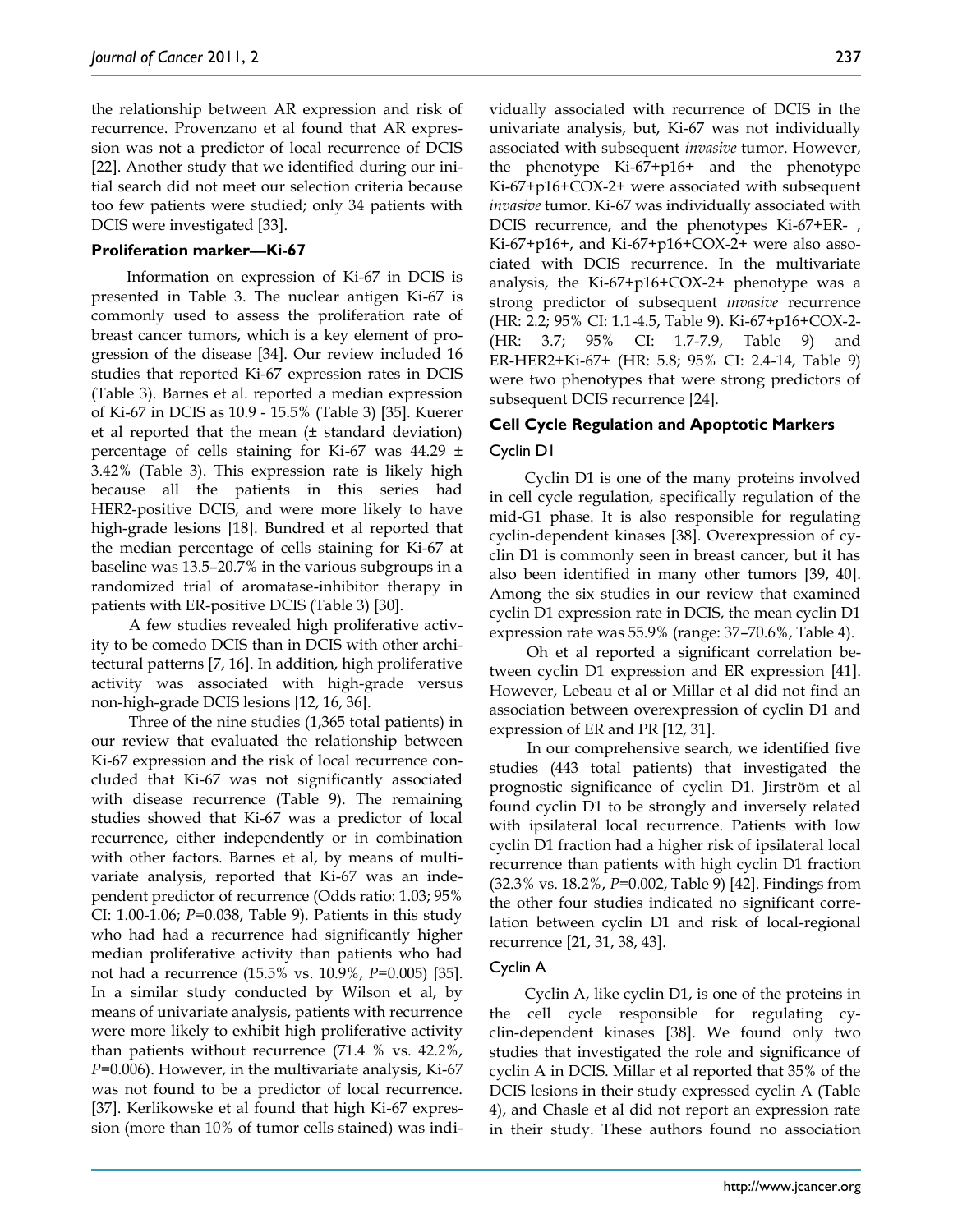the relationship between AR expression and risk of recurrence. Provenzano et al found that AR expression was not a predictor of local recurrence of DCIS [22]. Another study that we identified during our initial search did not meet our selection criteria because too few patients were studied; only 34 patients with DCIS were investigated [33].

### Proliferation marker—Ki-67

Information on expression of Ki-67 in DCIS is presented in Table 3. The nuclear antigen Ki-67 is commonly used to assess the proliferation rate of breast cancer tumors, which is a key element of progression of the disease [34]. Our review included 16 studies that reported Ki-67 expression rates in DCIS (Table 3). Barnes et al. reported a median expression of Ki-67 in DCIS as 10.9 - 15.5% (Table 3) [35]. Kuerer et al reported that the mean (± standard deviation) percentage of cells staining for Ki-67 was 44.29 ± 3.42% (Table 3). This expression rate is likely high because all the patients in this series had HER2-positive DCIS, and were more likely to have high-grade lesions [18]. Bundred et al reported that the median percentage of cells staining for Ki-67 at baseline was 13.5–20.7% in the various subgroups in a randomized trial of aromatase-inhibitor therapy in patients with ER-positive DCIS (Table 3) [30].

A few studies revealed high proliferative activity to be comedo DCIS than in DCIS with other architectural patterns [7, 16]. In addition, high proliferative activity was associated with high-grade versus non-high-grade DCIS lesions [12, 16, 36].

Three of the nine studies (1,365 total patients) in our review that evaluated the relationship between Ki-67 expression and the risk of local recurrence concluded that Ki-67 was not significantly associated with disease recurrence (Table 9). The remaining studies showed that Ki-67 was a predictor of local recurrence, either independently or in combination with other factors. Barnes et al, by means of multivariate analysis, reported that Ki-67 was an independent predictor of recurrence (Odds ratio: 1.03; 95% CI: 1.00-1.06; $P$=0.038, Table 9). Patients in this study who had had a recurrence had significantly higher median proliferative activity than patients who had not had a recurrence (15.5% vs. 10.9%, $P$=0.005) [35]. In a similar study conducted by Wilson et al, by means of univariate analysis, patients with recurrence were more likely to exhibit high proliferative activity than patients without recurrence (71.4 % vs. 42.2%, $P$=0.006). However, in the multivariate analysis, Ki-67 was not found to be a predictor of local recurrence. [37]. Kerlikowske et al found that high Ki-67 expression (more than 10% of tumor cells stained) was individually associated with recurrence of DCIS in the univariate analysis, but, Ki-67 was not individually associated with subsequent *invasive* tumor. However, the phenotype Ki-67+p16+ and the phenotype Ki-67+p16+COX-2+ were associated with subsequent *invasive* tumor. Ki-67 was individually associated with DCIS recurrence, and the phenotypes Ki-67+ER- , Ki-67+p16+, and Ki-67+p16+COX-2+ were also associated with DCIS recurrence. In the multivariate analysis, the Ki-67+p16+COX-2+ phenotype was a strong predictor of subsequent *invasive* recurrence (HR: 2.2; 95% CI: 1.1-4.5, Table 9). Ki-67+p16+COX-2- (HR: 3.7; 95% CI: 1.7-7.9, Table 9) and ER-HER2+Ki-67+ (HR: 5.8; 95% CI: 2.4-14, Table 9) were two phenotypes that were strong predictors of subsequent DCIS recurrence [24].

### Cell Cycle Regulation and Apoptotic Markers

#### Cyclin D1

Cyclin D1 is one of the many proteins involved in cell cycle regulation, specifically regulation of the mid-G1 phase. It is also responsible for regulating cyclin-dependent kinases [38]. Overexpression of cyclin D1 is commonly seen in breast cancer, but it has also been identified in many other tumors [39, 40]. Among the six studies in our review that examined cyclin D1 expression rate in DCIS, the mean cyclin D1 expression rate was 55.9% (range: 37–70.6%, Table 4).

Oh et al reported a significant correlation between cyclin D1 expression and ER expression [41]. However, Lebeau et al or Millar et al did not find an association between overexpression of cyclin D1 and expression of ER and PR [12, 31].

In our comprehensive search, we identified five studies (443 total patients) that investigated the prognostic significance of cyclin D1. Jirström et al found cyclin D1 to be strongly and inversely related with ipsilateral local recurrence. Patients with low cyclin D1 fraction had a higher risk of ipsilateral local recurrence than patients with high cyclin D1 fraction (32.3% vs. 18.2%, $P$=0.002, Table 9) [42]. Findings from the other four studies indicated no significant correlation between cyclin D1 and risk of local-regional recurrence [21, 31, 38, 43].

#### Cyclin A

Cyclin A, like cyclin D1, is one of the proteins in the cell cycle responsible for regulating cyclin-dependent kinases [38]. We found only two studies that investigated the role and significance of cyclin A in DCIS. Millar et al reported that 35% of the DCIS lesions in their study expressed cyclin A (Table 4), and Chasle et al did not report an expression rate in their study. These authors found no association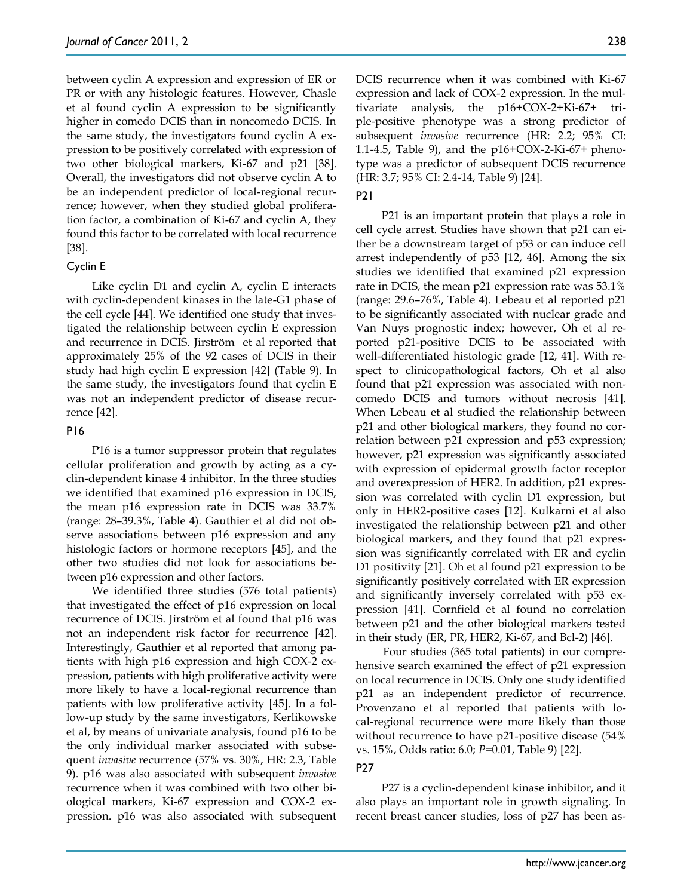between cyclin A expression and expression of ER or PR or with any histologic features. However, Chasle et al found cyclin A expression to be significantly higher in comedo DCIS than in noncomedo DCIS. In the same study, the investigators found cyclin A expression to be positively correlated with expression of two other biological markers, Ki-67 and p21 [38]. Overall, the investigators did not observe cyclin A to be an independent predictor of local-regional recurrence; however, when they studied global proliferation factor, a combination of Ki-67 and cyclin A, they found this factor to be correlated with local recurrence [38].

### Cyclin E

Like cyclin D1 and cyclin A, cyclin E interacts with cyclin-dependent kinases in the late-G1 phase of the cell cycle [44]. We identified one study that investigated the relationship between cyclin E expression and recurrence in DCIS. Jirström et al reported that approximately 25% of the 92 cases of DCIS in their study had high cyclin E expression [42] (Table 9). In the same study, the investigators found that cyclin E was not an independent predictor of disease recurrence [42].

### P16

P16 is a tumor suppressor protein that regulates cellular proliferation and growth by acting as a cyclin-dependent kinase 4 inhibitor. In the three studies we identified that examined p16 expression in DCIS, the mean p16 expression rate in DCIS was 33.7% (range: 28–39.3%, Table 4). Gauthier et al did not observe associations between p16 expression and any histologic factors or hormone receptors [45], and the other two studies did not look for associations between p16 expression and other factors.

We identified three studies (576 total patients) that investigated the effect of p16 expression on local recurrence of DCIS. Jirström et al found that p16 was not an independent risk factor for recurrence [42]. Interestingly, Gauthier et al reported that among patients with high p16 expression and high COX-2 expression, patients with high proliferative activity were more likely to have a local-regional recurrence than patients with low proliferative activity [45]. In a follow-up study by the same investigators, Kerlikowske et al, by means of univariate analysis, found p16 to be the only individual marker associated with subsequent *invasive* recurrence (57% vs. 30%, HR: 2.3, Table 9). p16 was also associated with subsequent *invasive* recurrence when it was combined with two other biological markers, Ki-67 expression and COX-2 expression. p16 was also associated with subsequent DCIS recurrence when it was combined with Ki-67 expression and lack of COX-2 expression. In the multivariate analysis, the p16+COX-2+Ki-67+ triple-positive phenotype was a strong predictor of subsequent *invasive* recurrence (HR: 2.2; 95% CI: 1.1-4.5, Table 9), and the p16+COX-2-Ki-67+ phenotype was a predictor of subsequent DCIS recurrence (HR: 3.7; 95% CI: 2.4-14, Table 9) [24].

### P21

P21 is an important protein that plays a role in cell cycle arrest. Studies have shown that p21 can either be a downstream target of p53 or can induce cell arrest independently of p53 [12, 46]. Among the six studies we identified that examined p21 expression rate in DCIS, the mean p21 expression rate was 53.1% (range: 29.6–76%, Table 4). Lebeau et al reported p21 to be significantly associated with nuclear grade and Van Nuys prognostic index; however, Oh et al reported p21-positive DCIS to be associated with well-differentiated histologic grade [12, 41]. With respect to clinicopathological factors, Oh et al also found that p21 expression was associated with noncomedo DCIS and tumors without necrosis [41]. When Lebeau et al studied the relationship between p21 and other biological markers, they found no correlation between p21 expression and p53 expression; however, p21 expression was significantly associated with expression of epidermal growth factor receptor and overexpression of HER2. In addition, p21 expression was correlated with cyclin D1 expression, but only in HER2-positive cases [12]. Kulkarni et al also investigated the relationship between p21 and other biological markers, and they found that p21 expression was significantly correlated with ER and cyclin D1 positivity [21]. Oh et al found p21 expression to be significantly positively correlated with ER expression and significantly inversely correlated with p53 expression [41]. Cornfield et al found no correlation between p21 and the other biological markers tested in their study (ER, PR, HER2, Ki-67, and Bcl-2) [46].

Four studies (365 total patients) in our comprehensive search examined the effect of p21 expression on local recurrence in DCIS. Only one study identified p21 as an independent predictor of recurrence. Provenzano et al reported that patients with local-regional recurrence were more likely than those without recurrence to have p21-positive disease (54% vs. 15%, Odds ratio: 6.0; $P$=0.01, Table 9) [22].

### P27

P27 is a cyclin-dependent kinase inhibitor, and it also plays an important role in growth signaling. In recent breast cancer studies, loss of p27 has been as-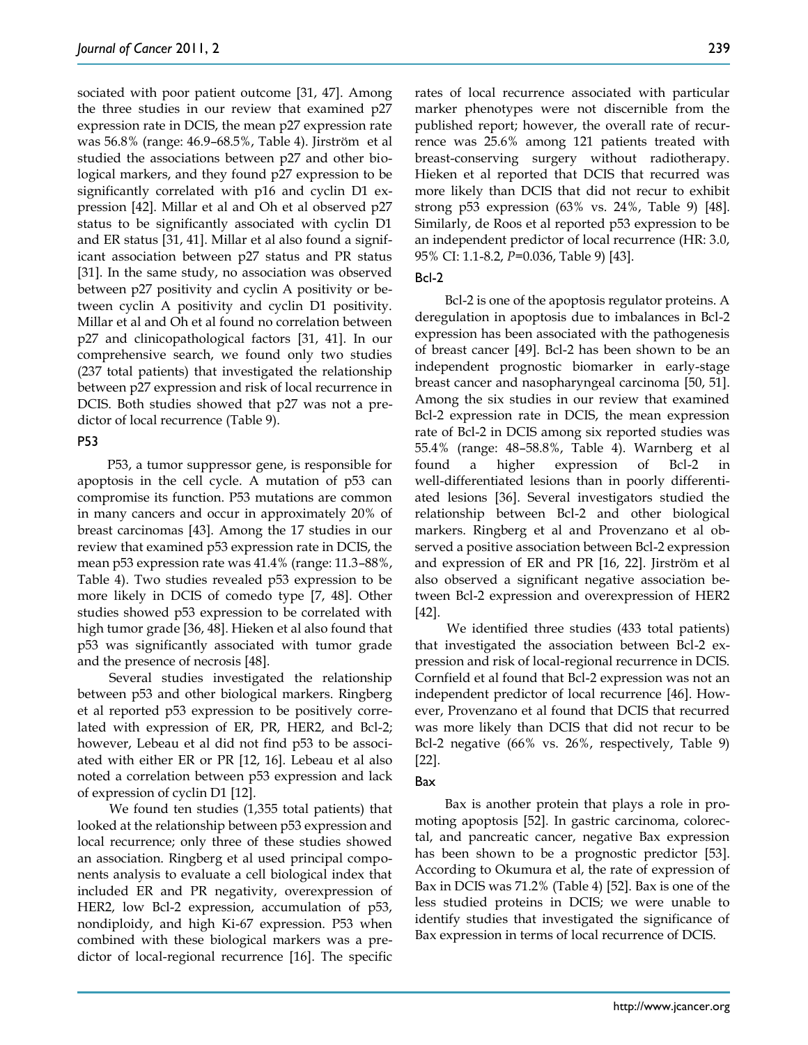sociated with poor patient outcome [31, 47]. Among the three studies in our review that examined p27 expression rate in DCIS, the mean p27 expression rate was 56.8% (range: 46.9–68.5%, Table 4). Jirström et al studied the associations between p27 and other biological markers, and they found p27 expression to be significantly correlated with p16 and cyclin D1 expression [42]. Millar et al and Oh et al observed p27 status to be significantly associated with cyclin D1 and ER status [31, 41]. Millar et al also found a significant association between p27 status and PR status [31]. In the same study, no association was observed between p27 positivity and cyclin A positivity or between cyclin A positivity and cyclin D1 positivity. Millar et al and Oh et al found no correlation between p27 and clinicopathological factors [31, 41]. In our comprehensive search, we found only two studies (237 total patients) that investigated the relationship between p27 expression and risk of local recurrence in DCIS. Both studies showed that p27 was not a predictor of local recurrence (Table 9).

### P53

P53, a tumor suppressor gene, is responsible for apoptosis in the cell cycle. A mutation of p53 can compromise its function. P53 mutations are common in many cancers and occur in approximately 20% of breast carcinomas [43]. Among the 17 studies in our review that examined p53 expression rate in DCIS, the mean p53 expression rate was 41.4% (range: 11.3–88%, Table 4). Two studies revealed p53 expression to be more likely in DCIS of comedo type [7, 48]. Other studies showed p53 expression to be correlated with high tumor grade [36, 48]. Hieken et al also found that p53 was significantly associated with tumor grade and the presence of necrosis [48].

Several studies investigated the relationship between p53 and other biological markers. Ringberg et al reported p53 expression to be positively correlated with expression of ER, PR, HER2, and Bcl-2; however, Lebeau et al did not find p53 to be associated with either ER or PR [12, 16]. Lebeau et al also noted a correlation between p53 expression and lack of expression of cyclin D1 [12].

We found ten studies (1,355 total patients) that looked at the relationship between p53 expression and local recurrence; only three of these studies showed an association. Ringberg et al used principal components analysis to evaluate a cell biological index that included ER and PR negativity, overexpression of HER2, low Bcl-2 expression, accumulation of p53, nondiploidy, and high Ki-67 expression. P53 when combined with these biological markers was a predictor of local-regional recurrence [16]. The specific rates of local recurrence associated with particular marker phenotypes were not discernible from the published report; however, the overall rate of recurrence was 25.6% among 121 patients treated with breast-conserving surgery without radiotherapy. Hieken et al reported that DCIS that recurred was more likely than DCIS that did not recur to exhibit strong p53 expression (63% vs. 24%, Table 9) [48]. Similarly, de Roos et al reported p53 expression to be an independent predictor of local recurrence (HR: 3.0, 95% CI: 1.1-8.2, *P*=0.036, Table 9) [43].

### Bcl-2

Bcl-2 is one of the apoptosis regulator proteins. A deregulation in apoptosis due to imbalances in Bcl-2 expression has been associated with the pathogenesis of breast cancer [49]. Bcl-2 has been shown to be an independent prognostic biomarker in early-stage breast cancer and nasopharyngeal carcinoma [50, 51]. Among the six studies in our review that examined Bcl-2 expression rate in DCIS, the mean expression rate of Bcl-2 in DCIS among six reported studies was 55.4% (range: 48–58.8%, Table 4). Warnberg et al found a higher expression of Bcl-2 in well-differentiated lesions than in poorly differentiated lesions [36]. Several investigators studied the relationship between Bcl-2 and other biological markers. Ringberg et al and Provenzano et al observed a positive association between Bcl-2 expression and expression of ER and PR [16, 22]. Jirström et al also observed a significant negative association between Bcl-2 expression and overexpression of HER2 [42].

We identified three studies (433 total patients) that investigated the association between Bcl-2 expression and risk of local-regional recurrence in DCIS. Cornfield et al found that Bcl-2 expression was not an independent predictor of local recurrence [46]. However, Provenzano et al found that DCIS that recurred was more likely than DCIS that did not recur to be Bcl-2 negative (66% vs. 26%, respectively, Table 9) [22].

### Bax

Bax is another protein that plays a role in promoting apoptosis [52]. In gastric carcinoma, colorectal, and pancreatic cancer, negative Bax expression has been shown to be a prognostic predictor [53]. According to Okumura et al, the rate of expression of Bax in DCIS was 71.2% (Table 4) [52]. Bax is one of the less studied proteins in DCIS; we were unable to identify studies that investigated the significance of Bax expression in terms of local recurrence of DCIS.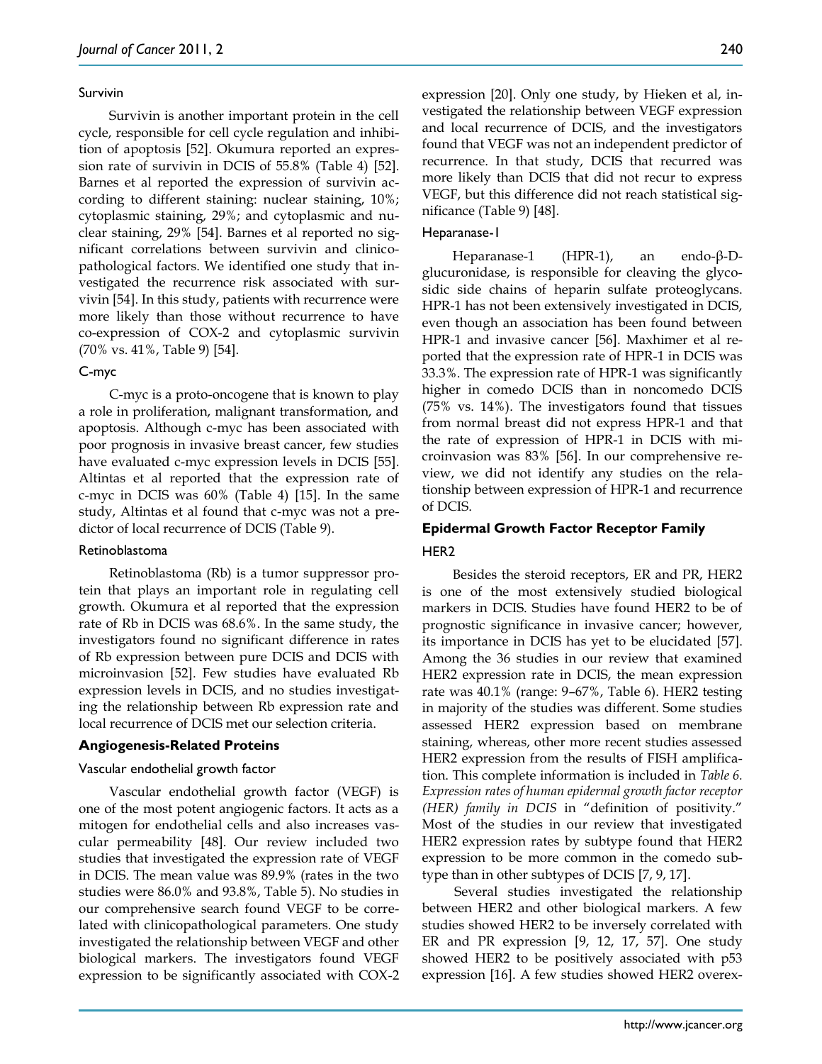#### Survivin

Survivin is another important protein in the cell cycle, responsible for cell cycle regulation and inhibition of apoptosis [52]. Okumura reported an expression rate of survivin in DCIS of 55.8% (Table 4) [52]. Barnes et al reported the expression of survivin according to different staining: nuclear staining, 10%; cytoplasmic staining, 29%; and cytoplasmic and nuclear staining, 29% [54]. Barnes et al reported no significant correlations between survivin and clinicopathological factors. We identified one study that investigated the recurrence risk associated with survivin [54]. In this study, patients with recurrence were more likely than those without recurrence to have co-expression of COX-2 and cytoplasmic survivin (70% vs. 41%, Table 9) [54].

#### C-myc

C-myc is a proto-oncogene that is known to play a role in proliferation, malignant transformation, and apoptosis. Although c-myc has been associated with poor prognosis in invasive breast cancer, few studies have evaluated c-myc expression levels in DCIS [55]. Altintas et al reported that the expression rate of c-myc in DCIS was 60% (Table 4) [15]. In the same study, Altintas et al found that c-myc was not a predictor of local recurrence of DCIS (Table 9).

#### Retinoblastoma

Retinoblastoma (Rb) is a tumor suppressor protein that plays an important role in regulating cell growth. Okumura et al reported that the expression rate of Rb in DCIS was 68.6%. In the same study, the investigators found no significant difference in rates of Rb expression between pure DCIS and DCIS with microinvasion [52]. Few studies have evaluated Rb expression levels in DCIS, and no studies investigating the relationship between Rb expression rate and local recurrence of DCIS met our selection criteria.

### Angiogenesis-Related Proteins

#### Vascular endothelial growth factor

Vascular endothelial growth factor (VEGF) is one of the most potent angiogenic factors. It acts as a mitogen for endothelial cells and also increases vascular permeability [48]. Our review included two studies that investigated the expression rate of VEGF in DCIS. The mean value was 89.9% (rates in the two studies were 86.0% and 93.8%, Table 5). No studies in our comprehensive search found VEGF to be correlated with clinicopathological parameters. One study investigated the relationship between VEGF and other biological markers. The investigators found VEGF expression to be significantly associated with COX-2 expression [20]. Only one study, by Hieken et al, investigated the relationship between VEGF expression and local recurrence of DCIS, and the investigators found that VEGF was not an independent predictor of recurrence. In that study, DCIS that recurred was more likely than DCIS that did not recur to express VEGF, but this difference did not reach statistical significance (Table 9) [48].

#### Heparanase-1

Heparanase-1 (HPR-1), an endo-β-D-glucuronidase, is responsible for cleaving the glycosidic side chains of heparin sulfate proteoglycans. HPR-1 has not been extensively investigated in DCIS, even though an association has been found between HPR-1 and invasive cancer [56]. Maxhimer et al reported that the expression rate of HPR-1 in DCIS was 33.3%. The expression rate of HPR-1 was significantly higher in comedo DCIS than in noncomedo DCIS (75% vs. 14%). The investigators found that tissues from normal breast did not express HPR-1 and that the rate of expression of HPR-1 in DCIS with microinvasion was 83% [56]. In our comprehensive review, we did not identify any studies on the relationship between expression of HPR-1 and recurrence of DCIS.

### Epidermal Growth Factor Receptor Family

#### HER2

Besides the steroid receptors, ER and PR, HER2 is one of the most extensively studied biological markers in DCIS. Studies have found HER2 to be of prognostic significance in invasive cancer; however, its importance in DCIS has yet to be elucidated [57]. Among the 36 studies in our review that examined HER2 expression rate in DCIS, the mean expression rate was 40.1% (range: 9–67%, Table 6). HER2 testing in majority of the studies was different. Some studies assessed HER2 expression based on membrane staining, whereas, other more recent studies assessed HER2 expression from the results of FISH amplification. This complete information is included in *Table 6. Expression rates of human epidermal growth factor receptor (HER) family in DCIS* in "definition of positivity." Most of the studies in our review that investigated HER2 expression rates by subtype found that HER2 expression to be more common in the comedo subtype than in other subtypes of DCIS [7, 9, 17].

Several studies investigated the relationship between HER2 and other biological markers. A few studies showed HER2 to be inversely correlated with ER and PR expression [9, 12, 17, 57]. One study showed HER2 to be positively associated with p53 expression [16]. A few studies showed HER2 overex-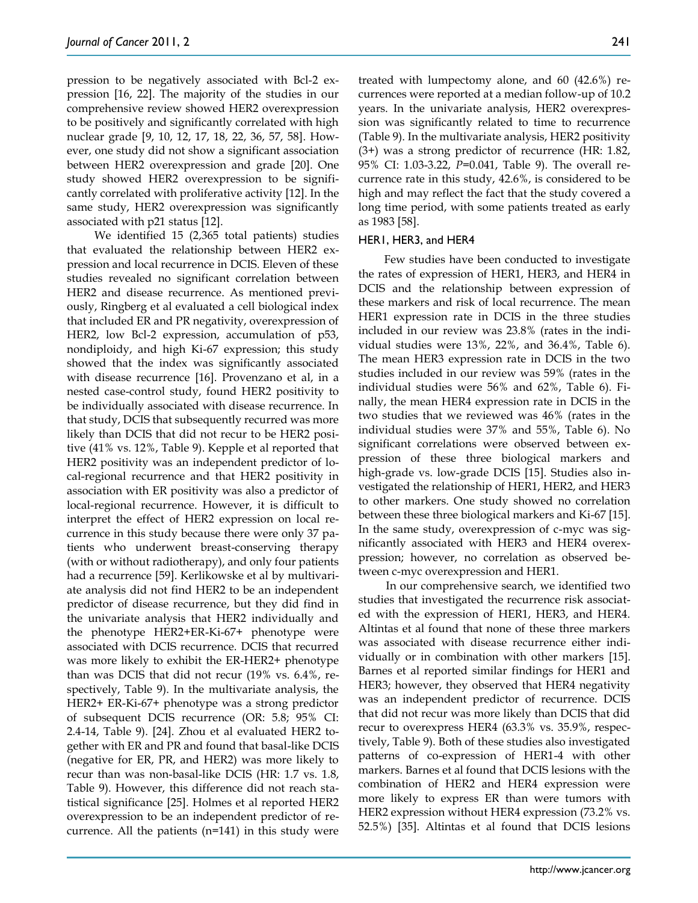pression to be negatively associated with Bcl-2 expression [16, 22]. The majority of the studies in our comprehensive review showed HER2 overexpression to be positively and significantly correlated with high nuclear grade [9, 10, 12, 17, 18, 22, 36, 57, 58]. However, one study did not show a significant association between HER2 overexpression and grade [20]. One study showed HER2 overexpression to be significantly correlated with proliferative activity [12]. In the same study, HER2 overexpression was significantly associated with p21 status [12].

We identified 15 (2,365 total patients) studies that evaluated the relationship between HER2 expression and local recurrence in DCIS. Eleven of these studies revealed no significant correlation between HER2 and disease recurrence. As mentioned previously, Ringberg et al evaluated a cell biological index that included ER and PR negativity, overexpression of HER2, low Bcl-2 expression, accumulation of p53, nondiploidy, and high Ki-67 expression; this study showed that the index was significantly associated with disease recurrence [16]. Provenzano et al, in a nested case-control study, found HER2 positivity to be individually associated with disease recurrence. In that study, DCIS that subsequently recurred was more likely than DCIS that did not recur to be HER2 positive (41% vs. 12%, Table 9). Kepple et al reported that HER2 positivity was an independent predictor of local-regional recurrence and that HER2 positivity in association with ER positivity was also a predictor of local-regional recurrence. However, it is difficult to interpret the effect of HER2 expression on local recurrence in this study because there were only 37 patients who underwent breast-conserving therapy (with or without radiotherapy), and only four patients had a recurrence [59]. Kerlikowske et al by multivariate analysis did not find HER2 to be an independent predictor of disease recurrence, but they did find in the univariate analysis that HER2 individually and the phenotype HER2+ER-Ki-67+ phenotype were associated with DCIS recurrence. DCIS that recurred was more likely to exhibit the ER-HER2+ phenotype than was DCIS that did not recur (19% vs. 6.4%, respectively, Table 9). In the multivariate analysis, the HER2+ ER-Ki-67+ phenotype was a strong predictor of subsequent DCIS recurrence (OR: 5.8; 95% CI: 2.4-14, Table 9). [24]. Zhou et al evaluated HER2 together with ER and PR and found that basal-like DCIS (negative for ER, PR, and HER2) was more likely to recur than was non-basal-like DCIS (HR: 1.7 vs. 1.8, Table 9). However, this difference did not reach statistical significance [25]. Holmes et al reported HER2 overexpression to be an independent predictor of recurrence. All the patients (n=141) in this study were treated with lumpectomy alone, and 60 (42.6%) recurrences were reported at a median follow-up of 10.2 years. In the univariate analysis, HER2 overexpression was significantly related to time to recurrence (Table 9). In the multivariate analysis, HER2 positivity (3+) was a strong predictor of recurrence (HR: 1.82, 95% CI: 1.03-3.22, *P*=0.041, Table 9). The overall recurrence rate in this study, 42.6%, is considered to be high and may reflect the fact that the study covered a long time period, with some patients treated as early as 1983 [58].

### HER1, HER3, and HER4

Few studies have been conducted to investigate the rates of expression of HER1, HER3, and HER4 in DCIS and the relationship between expression of these markers and risk of local recurrence. The mean HER1 expression rate in DCIS in the three studies included in our review was 23.8% (rates in the individual studies were 13%, 22%, and 36.4%, Table 6). The mean HER3 expression rate in DCIS in the two studies included in our review was 59% (rates in the individual studies were 56% and 62%, Table 6). Finally, the mean HER4 expression rate in DCIS in the two studies that we reviewed was 46% (rates in the individual studies were 37% and 55%, Table 6). No significant correlations were observed between expression of these three biological markers and high-grade vs. low-grade DCIS [15]. Studies also investigated the relationship of HER1, HER2, and HER3 to other markers. One study showed no correlation between these three biological markers and Ki-67 [15]. In the same study, overexpression of c-myc was significantly associated with HER3 and HER4 overexpression; however, no correlation as observed between c-myc overexpression and HER1.

In our comprehensive search, we identified two studies that investigated the recurrence risk associated with the expression of HER1, HER3, and HER4. Altintas et al found that none of these three markers was associated with disease recurrence either individually or in combination with other markers [15]. Barnes et al reported similar findings for HER1 and HER3; however, they observed that HER4 negativity was an independent predictor of recurrence. DCIS that did not recur was more likely than DCIS that did recur to overexpress HER4 (63.3% vs. 35.9%, respectively, Table 9). Both of these studies also investigated patterns of co-expression of HER1-4 with other markers. Barnes et al found that DCIS lesions with the combination of HER2 and HER4 expression were more likely to express ER than were tumors with HER2 expression without HER4 expression (73.2% vs. 52.5%) [35]. Altintas et al found that DCIS lesions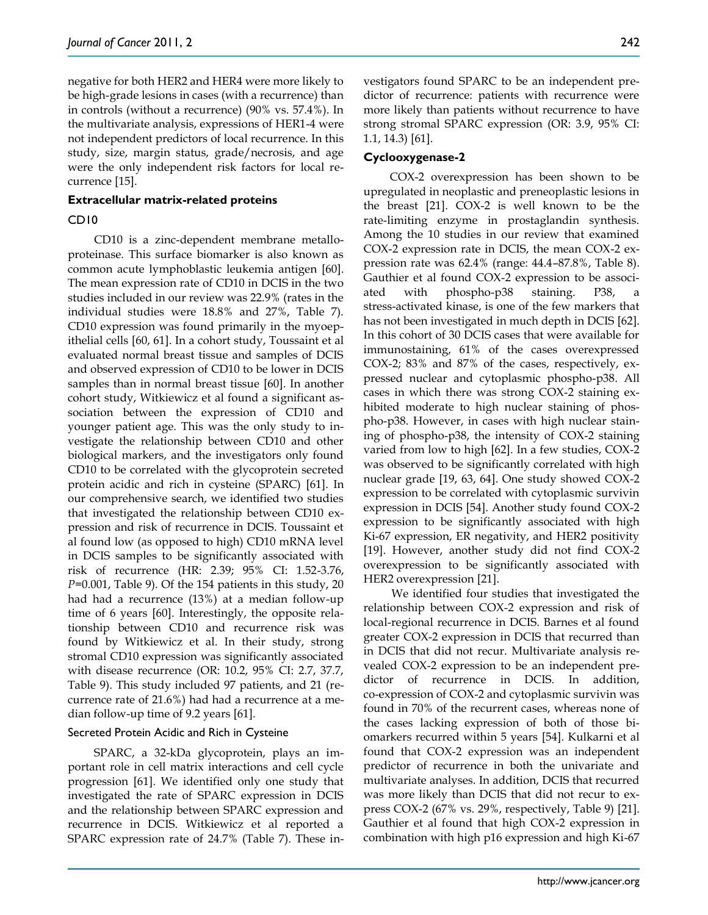negative for both HER2 and HER4 were more likely to be high-grade lesions in cases (with a recurrence) than in controls (without a recurrence) (90% vs. 57.4%). In the multivariate analysis, expressions of HER1-4 were not independent predictors of local recurrence. In this study, size, margin status, grade/necrosis, and age were the only independent risk factors for local recurrence [15].

### Extracellular matrix-related proteins

#### CD10

CD10 is a zinc-dependent membrane metalloproteinase. This surface biomarker is also known as common acute lymphoblastic leukemia antigen [60]. The mean expression rate of CD10 in DCIS in the two studies included in our review was 22.9% (rates in the individual studies were 18.8% and 27%, Table 7). CD10 expression was found primarily in the myoepithelial cells [60, 61]. In a cohort study, Toussaint et al evaluated normal breast tissue and samples of DCIS and observed expression of CD10 to be lower in DCIS samples than in normal breast tissue [60]. In another cohort study, Witkiewicz et al found a significant association between the expression of CD10 and younger patient age. This was the only study to investigate the relationship between CD10 and other biological markers, and the investigators only found CD10 to be correlated with the glycoprotein secreted protein acidic and rich in cysteine (SPARC) [61]. In our comprehensive search, we identified two studies that investigated the relationship between CD10 expression and risk of recurrence in DCIS. Toussaint et al found low (as opposed to high) CD10 mRNA level in DCIS samples to be significantly associated with risk of recurrence (HR: 2.39; 95% CI: 1.52-3.76, *P*=0.001, Table 9). Of the 154 patients in this study, 20 had had a recurrence (13%) at a median follow-up time of 6 years [60]. Interestingly, the opposite relationship between CD10 and recurrence risk was found by Witkiewicz et al. In their study, strong stromal CD10 expression was significantly associated with disease recurrence (OR: 10.2, 95% CI: 2.7, 37.7, Table 9). This study included 97 patients, and 21 (recurrence rate of 21.6%) had had a recurrence at a median follow-up time of 9.2 years [61].

#### Secreted Protein Acidic and Rich in Cysteine

SPARC, a 32-kDa glycoprotein, plays an important role in cell matrix interactions and cell cycle progression [61]. We identified only one study that investigated the rate of SPARC expression in DCIS and the relationship between SPARC expression and recurrence in DCIS. Witkiewicz et al reported a SPARC expression rate of 24.7% (Table 7). These investigators found SPARC to be an independent predictor of recurrence: patients with recurrence were more likely than patients without recurrence to have strong stromal SPARC expression (OR: 3.9, 95% CI: 1.1, 14.3) [61].

### Cyclooxygenase-2

COX-2 overexpression has been shown to be upregulated in neoplastic and preneoplastic lesions in the breast [21]. COX-2 is well known to be the rate-limiting enzyme in prostaglandin synthesis. Among the 10 studies in our review that examined COX-2 expression rate in DCIS, the mean COX-2 expression rate was 62.4% (range: 44.4–87.8%, Table 8). Gauthier et al found COX-2 expression to be associated with phospho-p38 staining. P38, a stress-activated kinase, is one of the few markers that has not been investigated in much depth in DCIS [62]. In this cohort of 30 DCIS cases that were available for immunostaining, 61% of the cases overexpressed COX-2; 83% and 87% of the cases, respectively, expressed nuclear and cytoplasmic phospho-p38. All cases in which there was strong COX-2 staining exhibited moderate to high nuclear staining of phospho-p38. However, in cases with high nuclear staining of phospho-p38, the intensity of COX-2 staining varied from low to high [62]. In a few studies, COX-2 was observed to be significantly correlated with high nuclear grade [19, 63, 64]. One study showed COX-2 expression to be correlated with cytoplasmic survivin expression in DCIS [54]. Another study found COX-2 expression to be significantly associated with high Ki-67 expression, ER negativity, and HER2 positivity [19]. However, another study did not find COX-2 overexpression to be significantly associated with HER2 overexpression [21].

We identified four studies that investigated the relationship between COX-2 expression and risk of local-regional recurrence in DCIS. Barnes et al found greater COX-2 expression in DCIS that recurred than in DCIS that did not recur. Multivariate analysis revealed COX-2 expression to be an independent predictor of recurrence in DCIS. In addition, co-expression of COX-2 and cytoplasmic survivin was found in 70% of the recurrent cases, whereas none of the cases lacking expression of both of those biomarkers recurred within 5 years [54]. Kulkarni et al found that COX-2 expression was an independent predictor of recurrence in both the univariate and multivariate analyses. In addition, DCIS that recurred was more likely than DCIS that did not recur to express COX-2 (67% vs. 29%, respectively, Table 9) [21]. Gauthier et al found that high COX-2 expression in combination with high p16 expression and high Ki-67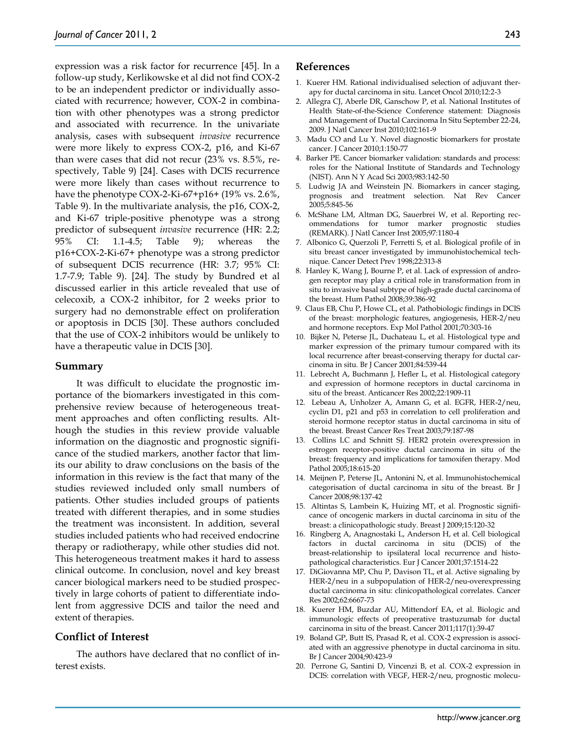expression was a risk factor for recurrence [45]. In a follow-up study, Kerlikowske et al did not find COX-2 to be an independent predictor or individually associated with recurrence; however, COX-2 in combination with other phenotypes was a strong predictor and associated with recurrence. In the univariate analysis, cases with subsequent *invasive* recurrence were more likely to express COX-2, p16, and Ki-67 than were cases that did not recur (23% vs. 8.5%, respectively, Table 9) [24]. Cases with DCIS recurrence were more likely than cases without recurrence to have the phenotype COX-2-Ki-67+p16+ (19% vs. 2.6%, Table 9). In the multivariate analysis, the p16, COX-2, and Ki-67 triple-positive phenotype was a strong predictor of subsequent *invasive* recurrence (HR: 2.2; 95% CI: 1.1-4.5; Table 9); whereas the p16+COX-2-Ki-67+ phenotype was a strong predictor of subsequent DCIS recurrence (HR: 3.7; 95% CI: 1.7-7.9; Table 9). [24]. The study by Bundred et al discussed earlier in this article revealed that use of celecoxib, a COX-2 inhibitor, for 2 weeks prior to surgery had no demonstrable effect on proliferation or apoptosis in DCIS [30]. These authors concluded that the use of COX-2 inhibitors would be unlikely to have a therapeutic value in DCIS [30].

## Summary

It was difficult to elucidate the prognostic importance of the biomarkers investigated in this comprehensive review because of heterogeneous treatment approaches and often conflicting results. Although the studies in this review provide valuable information on the diagnostic and prognostic significance of the studied markers, another factor that limits our ability to draw conclusions on the basis of the information in this review is the fact that many of the studies reviewed included only small numbers of patients. Other studies included groups of patients treated with different therapies, and in some studies the treatment was inconsistent. In addition, several studies included patients who had received endocrine therapy or radiotherapy, while other studies did not. This heterogeneous treatment makes it hard to assess clinical outcome. In conclusion, novel and key breast cancer biological markers need to be studied prospectively in large cohorts of patient to differentiate indolent from aggressive DCIS and tailor the need and extent of therapies.

## Conflict of Interest

The authors have declared that no conflict of interest exists.

## References

1. Kuerer HM. Rational individualised selection of adjuvant therapy for ductal carcinoma in situ. Lancet Oncol 2010;12:2-3
2. Allegra CJ, Aberle DR, Ganschow P, et al. National Institutes of Health State-of-the-Science Conference statement: Diagnosis and Management of Ductal Carcinoma In Situ September 22-24, 2009. J Natl Cancer Inst 2010;102:161-9
3. Madu CO and Lu Y. Novel diagnostic biomarkers for prostate cancer. J Cancer 2010;1:150-77
4. Barker PE. Cancer biomarker validation: standards and process: roles for the National Institute of Standards and Technology (NIST). Ann N Y Acad Sci 2003;983:142-50
5. Ludwig JA and Weinstein JN. Biomarkers in cancer staging, prognosis and treatment selection. Nat Rev Cancer 2005;5:845-56
6. McShane LM, Altman DG, Sauerbrei W, et al. Reporting recommendations for tumor marker prognostic studies (REMARK). J Natl Cancer Inst 2005;97:1180-4
7. Albonico G, Querzoli P, Ferretti S, et al. Biological profile of in situ breast cancer investigated by immunohistochemical technique. Cancer Detect Prev 1998;22:313-8
8. Hanley K, Wang J, Bourne P, et al. Lack of expression of androgen receptor may play a critical role in transformation from in situ to invasive basal subtype of high-grade ductal carcinoma of the breast. Hum Pathol 2008;39:386-92
9. Claus EB, Chu P, Howe CL, et al. Pathobiologic findings in DCIS of the breast: morphologic features, angiogenesis, HER-2/neu and hormone receptors. Exp Mol Pathol 2001;70:303-16
10. Bijker N, Peterse JL, Duchateau L, et al. Histological type and marker expression of the primary tumour compared with its local recurrence after breast-conserving therapy for ductal carcinoma in situ. Br J Cancer 2001;84:539-44
11. Lebrecht A, Buchmann J, Hefler L, et al. Histological category and expression of hormone receptors in ductal carcinoma in situ of the breast. Anticancer Res 2002;22:1909-11
12. Lebeau A, Unholzer A, Amann G, et al. EGFR, HER-2/neu, cyclin D1, p21 and p53 in correlation to cell proliferation and steroid hormone receptor status in ductal carcinoma in situ of the breast. Breast Cancer Res Treat 2003;79:187-98
13. Collins LC and Schnitt SJ. HER2 protein overexpression in estrogen receptor-positive ductal carcinoma in situ of the breast: frequency and implications for tamoxifen therapy. Mod Pathol 2005;18:615-20
14. Meijnen P, Peterse JL, Antonini N, et al. Immunohistochemical categorisation of ductal carcinoma in situ of the breast. Br J Cancer 2008;98:137-42
15. Altintas S, Lambein K, Huizing MT, et al. Prognostic significance of oncogenic markers in ductal carcinoma in situ of the breast: a clinicopathologic study. Breast J 2009;15:120-32
16. Ringberg A, Anagnostaki L, Anderson H, et al. Cell biological factors in ductal carcinoma in situ (DCIS) of the breast-relationship to ipsilateral local recurrence and histopathological characteristics. Eur J Cancer 2001;37:1514-22
17. DiGiovanna MP, Chu P, Davison TL, et al. Active signaling by HER-2/neu in a subpopulation of HER-2/neu-overexpressing ductal carcinoma in situ: clinicopathological correlates. Cancer Res 2002;62:6667-73
18. Kuerer HM, Buzdar AU, Mittendorf EA, et al. Biologic and immunologic effects of preoperative trastuzumab for ductal carcinoma in situ of the breast. Cancer 2011;117(1):39-47
19. Boland GP, Butt IS, Prasad R, et al. COX-2 expression is associated with an aggressive phenotype in ductal carcinoma in situ. Br J Cancer 2004;90:423-9
20. Perrone G, Santini D, Vincenzi B, et al. COX-2 expression in DCIS: correlation with VEGF, HER-2/neu, prognostic molecu-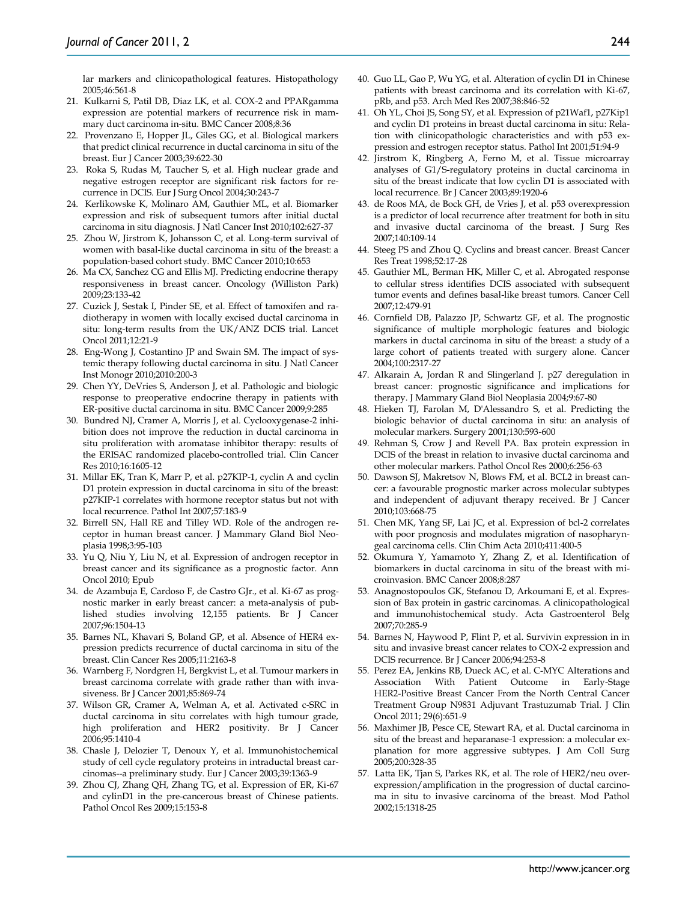lar markers and clinicopathological features. Histopathology 2005;46:561-8

21. Kulkarni S, Patil DB, Diaz LK, et al. COX-2 and PPARgamma expression are potential markers of recurrence risk in mammary duct carcinoma in-situ. BMC Cancer 2008;8:36
22. Provenzano E, Hopper JL, Giles GG, et al. Biological markers that predict clinical recurrence in ductal carcinoma in situ of the breast. Eur J Cancer 2003;39:622-30
23. Roka S, Rudas M, Taucher S, et al. High nuclear grade and negative estrogen receptor are significant risk factors for recurrence in DCIS. Eur J Surg Oncol 2004;30:243-7
24. Kerlikowske K, Molinaro AM, Gauthier ML, et al. Biomarker expression and risk of subsequent tumors after initial ductal carcinoma in situ diagnosis. J Natl Cancer Inst 2010;102:627-37
25. Zhou W, Jirstrom K, Johansson C, et al. Long-term survival of women with basal-like ductal carcinoma in situ of the breast: a population-based cohort study. BMC Cancer 2010;10:653
26. Ma CX, Sanchez CG and Ellis MJ. Predicting endocrine therapy responsiveness in breast cancer. Oncology (Williston Park) 2009;23:133-42
27. Cuzick J, Sestak I, Pinder SE, et al. Effect of tamoxifen and radiotherapy in women with locally excised ductal carcinoma in situ: long-term results from the UK/ANZ DCIS trial. Lancet Oncol 2011;12:21-9
28. Eng-Wong J, Costantino JP and Swain SM. The impact of systemic therapy following ductal carcinoma in situ. J Natl Cancer Inst Monogr 2010;2010:200-3
29. Chen YY, DeVries S, Anderson J, et al. Pathologic and biologic response to preoperative endocrine therapy in patients with ER-positive ductal carcinoma in situ. BMC Cancer 2009;9:285
30. Bundred NJ, Cramer A, Morris J, et al. Cyclooxygenase-2 inhibition does not improve the reduction in ductal carcinoma in situ proliferation with aromatase inhibitor therapy: results of the ERISAC randomized placebo-controlled trial. Clin Cancer Res 2010;16:1605-12
31. Millar EK, Tran K, Marr P, et al. p27KIP-1, cyclin A and cyclin D1 protein expression in ductal carcinoma in situ of the breast: p27KIP-1 correlates with hormone receptor status but not with local recurrence. Pathol Int 2007;57:183-9
32. Birrell SN, Hall RE and Tilley WD. Role of the androgen receptor in human breast cancer. J Mammary Gland Biol Neoplasia 1998;3:95-103
33. Yu Q, Niu Y, Liu N, et al. Expression of androgen receptor in breast cancer and its significance as a prognostic factor. Ann Oncol 2010; Epub
34. de Azambuja E, Cardoso F, de Castro GJr., et al. Ki-67 as prognostic marker in early breast cancer: a meta-analysis of published studies involving 12,155 patients. Br J Cancer 2007;96:1504-13
35. Barnes NL, Khavari S, Boland GP, et al. Absence of HER4 expression predicts recurrence of ductal carcinoma in situ of the breast. Clin Cancer Res 2005;11:2163-8
36. Warnberg F, Nordgren H, Bergkvist L, et al. Tumour markers in breast carcinoma correlate with grade rather than with invasiveness. Br J Cancer 2001;85:869-74
37. Wilson GR, Cramer A, Welman A, et al. Activated c-SRC in ductal carcinoma in situ correlates with high tumour grade, high proliferation and HER2 positivity. Br J Cancer 2006;95:1410-4
38. Chasle J, Delozier T, Denoux Y, et al. Immunohistochemical study of cell cycle regulatory proteins in intraductal breast carcinomas--a preliminary study. Eur J Cancer 2003;39:1363-9
39. Zhou CJ, Zhang QH, Zhang TG, et al. Expression of ER, Ki-67 and cylinD1 in the pre-cancerous breast of Chinese patients. Pathol Oncol Res 2009;15:153-8
40. Guo LL, Gao P, Wu YG, et al. Alteration of cyclin D1 in Chinese patients with breast carcinoma and its correlation with Ki-67, pRb, and p53. Arch Med Res 2007;38:846-52
41. Oh YL, Choi JS, Song SY, et al. Expression of p21Waf1, p27Kip1 and cyclin D1 proteins in breast ductal carcinoma in situ: Relation with clinicopathologic characteristics and with p53 expression and estrogen receptor status. Pathol Int 2001;51:94-9
42. Jirstrom K, Ringberg A, Ferno M, et al. Tissue microarray analyses of G1/S-regulatory proteins in ductal carcinoma in situ of the breast indicate that low cyclin D1 is associated with local recurrence. Br J Cancer 2003;89:1920-6
43. de Roos MA, de Bock GH, de Vries J, et al. p53 overexpression is a predictor of local recurrence after treatment for both in situ and invasive ductal carcinoma of the breast. J Surg Res 2007;140:109-14
44. Steeg PS and Zhou Q. Cyclins and breast cancer. Breast Cancer Res Treat 1998;52:17-28
45. Gauthier ML, Berman HK, Miller C, et al. Abrogated response to cellular stress identifies DCIS associated with subsequent tumor events and defines basal-like breast tumors. Cancer Cell 2007;12:479-91
46. Cornfield DB, Palazzo JP, Schwartz GF, et al. The prognostic significance of multiple morphologic features and biologic markers in ductal carcinoma in situ of the breast: a study of a large cohort of patients treated with surgery alone. Cancer 2004;100:2317-27
47. Alkarain A, Jordan R and Slingerland J. p27 deregulation in breast cancer: prognostic significance and implications for therapy. J Mammary Gland Biol Neoplasia 2004;9:67-80
48. Hieken TJ, Farolan M, D'Alessandro S, et al. Predicting the biologic behavior of ductal carcinoma in situ: an analysis of molecular markers. Surgery 2001;130:593-600
49. Rehman S, Crow J and Revell PA. Bax protein expression in DCIS of the breast in relation to invasive ductal carcinoma and other molecular markers. Pathol Oncol Res 2000;6:256-63
50. Dawson SJ, Makretsov N, Blows FM, et al. BCL2 in breast cancer: a favourable prognostic marker across molecular subtypes and independent of adjuvant therapy received. Br J Cancer 2010;103:668-75
51. Chen MK, Yang SF, Lai JC, et al. Expression of bcl-2 correlates with poor prognosis and modulates migration of nasopharyngeal carcinoma cells. Clin Chim Acta 2010;411:400-5
52. Okumura Y, Yamamoto Y, Zhang Z, et al. Identification of biomarkers in ductal carcinoma in situ of the breast with microinvasion. BMC Cancer 2008;8:287
53. Anagnostopoulos GK, Stefanou D, Arkoumani E, et al. Expression of Bax protein in gastric carcinomas. A clinicopathological and immunohistochemical study. Acta Gastroenterol Belg 2007;70:285-9
54. Barnes N, Haywood P, Flint P, et al. Survivin expression in in situ and invasive breast cancer relates to COX-2 expression and DCIS recurrence. Br J Cancer 2006;94:253-8
55. Perez EA, Jenkins RB, Dueck AC, et al. C-MYC Alterations and Association With Patient Outcome in Early-Stage HER2-Positive Breast Cancer From the North Central Cancer Treatment Group N9831 Adjuvant Trastuzumab Trial. J Clin Oncol 2011; 29(6):651-9
56. Maxhimer JB, Pesce CE, Stewart RA, et al. Ductal carcinoma in situ of the breast and heparanase-1 expression: a molecular explanation for more aggressive subtypes. J Am Coll Surg 2005;200:328-35
57. Latta EK, Tjan S, Parkes RK, et al. The role of HER2/neu overexpression/amplification in the progression of ductal carcinoma in situ to invasive carcinoma of the breast. Mod Pathol 2002;15:1318-25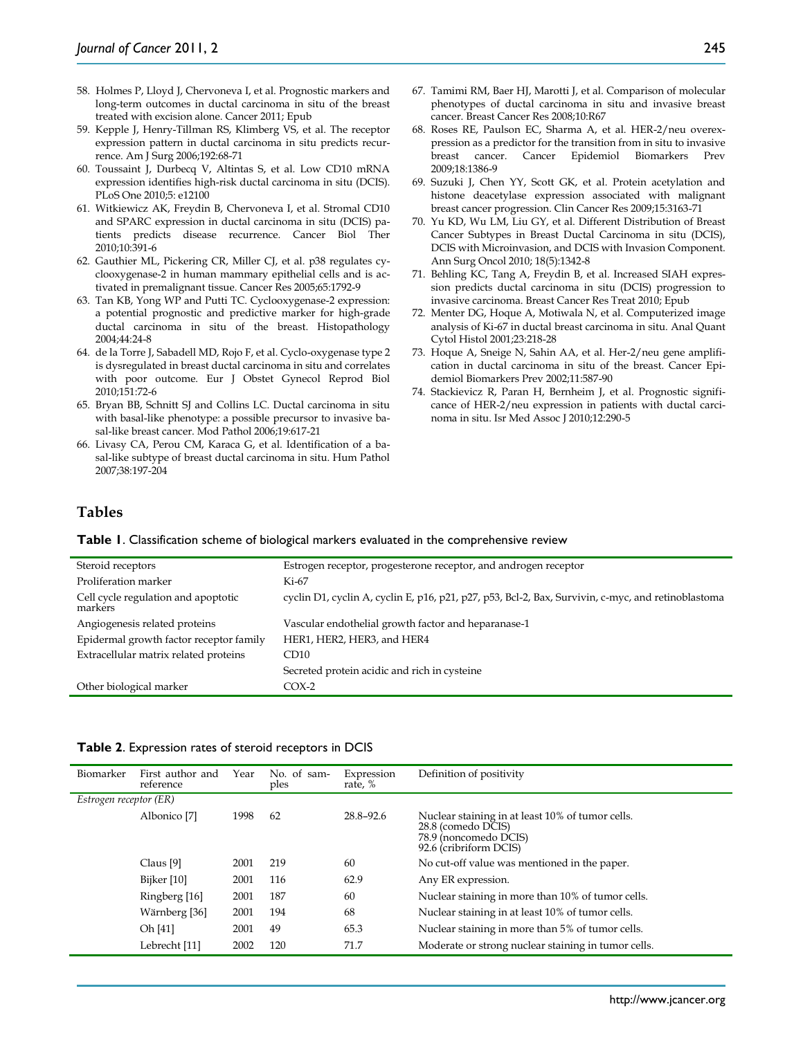58. Holmes P, Lloyd J, Chervoneva I, et al. Prognostic markers and long-term outcomes in ductal carcinoma in situ of the breast treated with excision alone. Cancer 2011; Epub
59. Kepple J, Henry-Tillman RS, Klimberg VS, et al. The receptor expression pattern in ductal carcinoma in situ predicts recurrence. Am J Surg 2006;192:68-71
60. Toussaint J, Durbecq V, Altintas S, et al. Low CD10 mRNA expression identifies high-risk ductal carcinoma in situ (DCIS). PLoS One 2010;5: e12100
61. Witkiewicz AK, Freydin B, Chervoneva I, et al. Stromal CD10 and SPARC expression in ductal carcinoma in situ (DCIS) patients predicts disease recurrence. Cancer Biol Ther 2010;10:391-6
62. Gauthier ML, Pickering CR, Miller CJ, et al. p38 regulates cyclooxygenase-2 in human mammary epithelial cells and is activated in premalignant tissue. Cancer Res 2005;65:1792-9
63. Tan KB, Yong WP and Putti TC. Cyclooxygenase-2 expression: a potential prognostic and predictive marker for high-grade ductal carcinoma in situ of the breast. Histopathology 2004;44:24-8
64. de la Torre J, Sabadell MD, Rojo F, et al. Cyclo-oxygenase type 2 is dysregulated in breast ductal carcinoma in situ and correlates with poor outcome. Eur J Obstet Gynecol Reprod Biol 2010;151:72-6
65. Bryan BB, Schnitt SJ and Collins LC. Ductal carcinoma in situ with basal-like phenotype: a possible precursor to invasive basal-like breast cancer. Mod Pathol 2006;19:617-21
66. Livasy CA, Perou CM, Karaca G, et al. Identification of a basal-like subtype of breast ductal carcinoma in situ. Hum Pathol 2007;38:197-204
67. Tamimi RM, Baer HJ, Marotti J, et al. Comparison of molecular phenotypes of ductal carcinoma in situ and invasive breast cancer. Breast Cancer Res 2008;10:R67
68. Roses RE, Paulson EC, Sharma A, et al. HER-2/neu overexpression as a predictor for the transition from in situ to invasive breast cancer. Cancer Epidemiol Biomarkers Prev 2009;18:1386-9
69. Suzuki J, Chen YY, Scott GK, et al. Protein acetylation and histone deacetylase expression associated with malignant breast cancer progression. Clin Cancer Res 2009;15:3163-71
70. Yu KD, Wu LM, Liu GY, et al. Different Distribution of Breast Cancer Subtypes in Breast Ductal Carcinoma in situ (DCIS), DCIS with Microinvasion, and DCIS with Invasion Component. Ann Surg Oncol 2010; 18(5):1342-8
71. Behling KC, Tang A, Freydin B, et al. Increased SIAH expression predicts ductal carcinoma in situ (DCIS) progression to invasive carcinoma. Breast Cancer Res Treat 2010; Epub
72. Menter DG, Hoque A, Motiwala N, et al. Computerized image analysis of Ki-67 in ductal breast carcinoma in situ. Anal Quant Cytol Histol 2001;23:218-28
73. Hoque A, Sneige N, Sahin AA, et al. Her-2/neu gene amplification in ductal carcinoma in situ of the breast. Cancer Epidemiol Biomarkers Prev 2002;11:587-90
74. Stackievicz R, Paran H, Bernheim J, et al. Prognostic significance of HER-2/neu expression in patients with ductal carcinoma in situ. Isr Med Assoc J 2010;12:290-5

## Tables

**Table 1**. Classification scheme of biological markers evaluated in the comprehensive review

| | |
|---|---|
| Steroid receptors | Estrogen receptor, progesterone receptor, and androgen receptor |
| Proliferation marker | Ki-67 |
| Cell cycle regulation and apoptotic markers | cyclin D1, cyclin A, cyclin E, p16, p21, p27, p53, Bcl-2, Bax, Survivin, c-myc, and retinoblastoma |
| Angiogenesis related proteins | Vascular endothelial growth factor and heparanase-1 |
| Epidermal growth factor receptor family | HER1, HER2, HER3, and HER4 |
| Extracellular matrix related proteins | CD10 |
| | Secreted protein acidic and rich in cysteine |
| Other biological marker | COX-2 |

**Table 2**. Expression rates of steroid receptors in DCIS

| Biomarker | First author and reference | Year | No. of samples | Expression rate, % | Definition of positivity |
|---|---|---|---|---|---|
| *Estrogen receptor (ER)* | | | | | |
| | Albonico [7] | 1998 | 62 | 28.8–92.6 | Nuclear staining in at least 10% of tumor cells.<br>28.8 (comedo DCIS)<br>78.9 (noncomedo DCIS)<br>92.6 (cribriform DCIS) |
| | Claus [9] | 2001 | 219 | 60 | No cut-off value was mentioned in the paper. |
| | Bijker [10] | 2001 | 116 | 62.9 | Any ER expression. |
| | Ringberg [16] | 2001 | 187 | 60 | Nuclear staining in more than 10% of tumor cells. |
| | Wärnberg [36] | 2001 | 194 | 68 | Nuclear staining in at least 10% of tumor cells. |
| | Oh [41] | 2001 | 49 | 65.3 | Nuclear staining in more than 5% of tumor cells. |
| | Lebrecht [11] | 2002 | 120 | 71.7 | Moderate or strong nuclear staining in tumor cells. |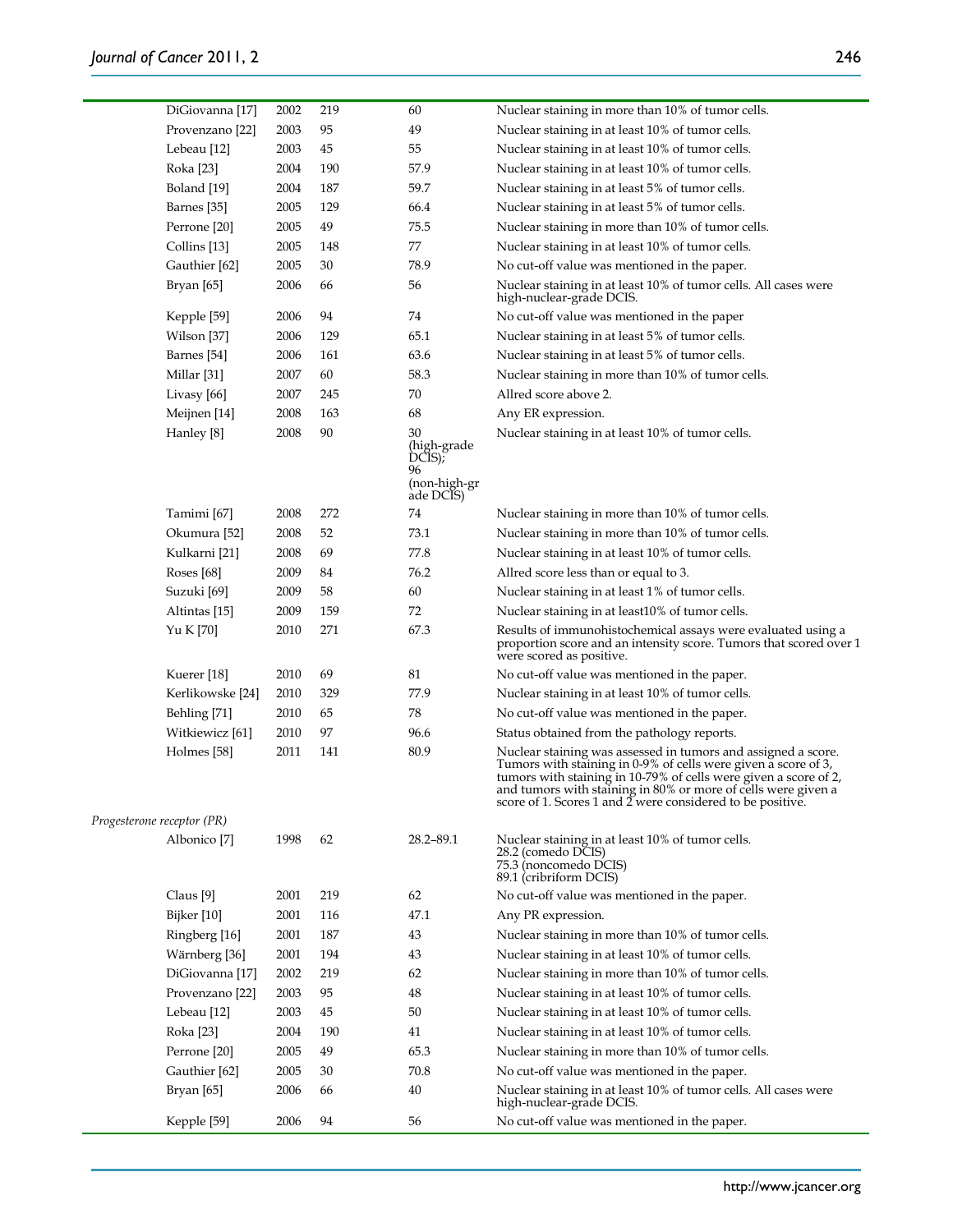| | Study | Year | N | % | Definition |
|---|---|---|---|---|---|
| | DiGiovanna [17] | 2002 | 219 | 60 | Nuclear staining in more than 10% of tumor cells. |
| | Provenzano [22] | 2003 | 95 | 49 | Nuclear staining in at least 10% of tumor cells. |
| | Lebeau [12] | 2003 | 45 | 55 | Nuclear staining in at least 10% of tumor cells. |
| | Roka [23] | 2004 | 190 | 57.9 | Nuclear staining in at least 10% of tumor cells. |
| | Boland [19] | 2004 | 187 | 59.7 | Nuclear staining in at least 5% of tumor cells. |
| | Barnes [35] | 2005 | 129 | 66.4 | Nuclear staining in at least 5% of tumor cells. |
| | Perrone [20] | 2005 | 49 | 75.5 | Nuclear staining in more than 10% of tumor cells. |
| | Collins [13] | 2005 | 148 | 77 | Nuclear staining in at least 10% of tumor cells. |
| | Gauthier [62] | 2005 | 30 | 78.9 | No cut-off value was mentioned in the paper. |
| | Bryan [65] | 2006 | 66 | 56 | Nuclear staining in at least 10% of tumor cells. All cases were high-nuclear-grade DCIS. |
| | Kepple [59] | 2006 | 94 | 74 | No cut-off value was mentioned in the paper |
| | Wilson [37] | 2006 | 129 | 65.1 | Nuclear staining in at least 5% of tumor cells. |
| | Barnes [54] | 2006 | 161 | 63.6 | Nuclear staining in at least 5% of tumor cells. |
| | Millar [31] | 2007 | 60 | 58.3 | Nuclear staining in more than 10% of tumor cells. |
| | Livasy [66] | 2007 | 245 | 70 | Allred score above 2. |
| | Meijnen [14] | 2008 | 163 | 68 | Any ER expression. |
| | Hanley [8] | 2008 | 90 | 30 (high-grade DCIS); 96 (non-high-grade DCIS) | Nuclear staining in at least 10% of tumor cells. |
| | Tamimi [67] | 2008 | 272 | 74 | Nuclear staining in more than 10% of tumor cells. |
| | Okumura [52] | 2008 | 52 | 73.1 | Nuclear staining in more than 10% of tumor cells. |
| | Kulkarni [21] | 2008 | 69 | 77.8 | Nuclear staining in at least 10% of tumor cells. |
| | Roses [68] | 2009 | 84 | 76.2 | Allred score less than or equal to 3. |
| | Suzuki [69] | 2009 | 58 | 60 | Nuclear staining in at least 1% of tumor cells. |
| | Altintas [15] | 2009 | 159 | 72 | Nuclear staining in at least10% of tumor cells. |
| | Yu K [70] | 2010 | 271 | 67.3 | Results of immunohistochemical assays were evaluated using a proportion score and an intensity score. Tumors that scored over 1 were scored as positive. |
| | Kuerer [18] | 2010 | 69 | 81 | No cut-off value was mentioned in the paper. |
| | Kerlikowske [24] | 2010 | 329 | 77.9 | Nuclear staining in at least 10% of tumor cells. |
| | Behling [71] | 2010 | 65 | 78 | No cut-off value was mentioned in the paper. |
| | Witkiewicz [61] | 2010 | 97 | 96.6 | Status obtained from the pathology reports. |
| | Holmes [58] | 2011 | 141 | 80.9 | Nuclear staining was assessed in tumors and assigned a score. Tumors with staining in 0-9% of cells were given a score of 3, tumors with staining in 10-79% of cells were given a score of 2, and tumors with staining in 80% or more of cells were given a score of 1. Scores 1 and 2 were considered to be positive. |
| *Progesterone receptor (PR)* | | | | | |
| | Albonico [7] | 1998 | 62 | 28.2–89.1 | Nuclear staining in at least 10% of tumor cells. 28.2 (comedo DCIS) 75.3 (noncomedo DCIS) 89.1 (cribriform DCIS) |
| | Claus [9] | 2001 | 219 | 62 | No cut-off value was mentioned in the paper. |
| | Bijker [10] | 2001 | 116 | 47.1 | Any PR expression. |
| | Ringberg [16] | 2001 | 187 | 43 | Nuclear staining in more than 10% of tumor cells. |
| | Wärnberg [36] | 2001 | 194 | 43 | Nuclear staining in at least 10% of tumor cells. |
| | DiGiovanna [17] | 2002 | 219 | 62 | Nuclear staining in more than 10% of tumor cells. |
| | Provenzano [22] | 2003 | 95 | 48 | Nuclear staining in at least 10% of tumor cells. |
| | Lebeau [12] | 2003 | 45 | 50 | Nuclear staining in at least 10% of tumor cells. |
| | Roka [23] | 2004 | 190 | 41 | Nuclear staining in at least 10% of tumor cells. |
| | Perrone [20] | 2005 | 49 | 65.3 | Nuclear staining in more than 10% of tumor cells. |
| | Gauthier [62] | 2005 | 30 | 70.8 | No cut-off value was mentioned in the paper. |
| | Bryan [65] | 2006 | 66 | 40 | Nuclear staining in at least 10% of tumor cells. All cases were high-nuclear-grade DCIS. |
| | Kepple [59] | 2006 | 94 | 56 | No cut-off value was mentioned in the paper. |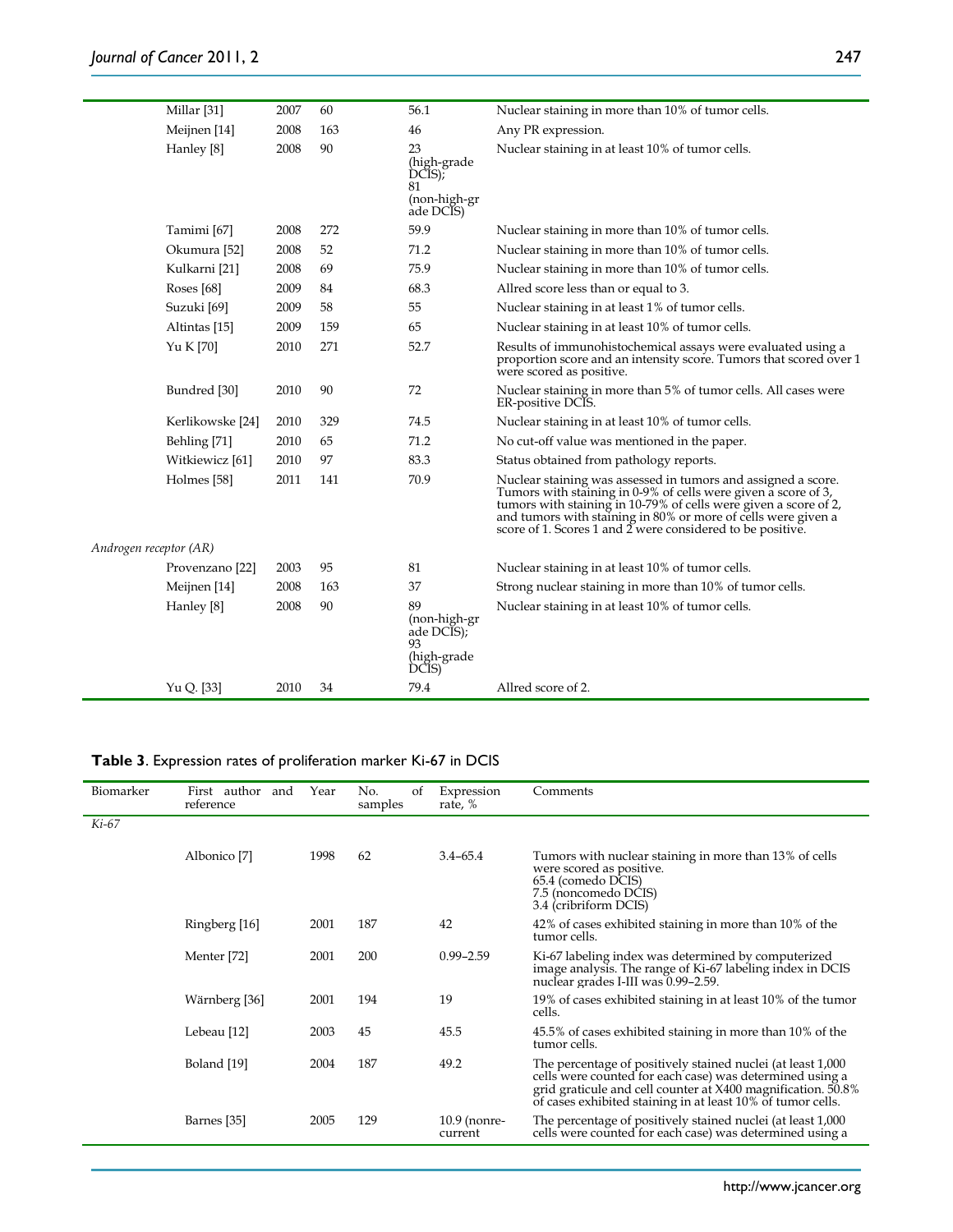| | Millar [31] | 2007 | 60 | 56.1 | Nuclear staining in more than 10% of tumor cells. |
|---|---|---|---|---|---|
| | Meijnen [14] | 2008 | 163 | 46 | Any PR expression. |
| | Hanley [8] | 2008 | 90 | 23 (high-grade DCIS); 81 (non-high-grade DCIS) | Nuclear staining in at least 10% of tumor cells. |
| | Tamimi [67] | 2008 | 272 | 59.9 | Nuclear staining in more than 10% of tumor cells. |
| | Okumura [52] | 2008 | 52 | 71.2 | Nuclear staining in more than 10% of tumor cells. |
| | Kulkarni [21] | 2008 | 69 | 75.9 | Nuclear staining in more than 10% of tumor cells. |
| | Roses [68] | 2009 | 84 | 68.3 | Allred score less than or equal to 3. |
| | Suzuki [69] | 2009 | 58 | 55 | Nuclear staining in at least 1% of tumor cells. |
| | Altintas [15] | 2009 | 159 | 65 | Nuclear staining in at least 10% of tumor cells. |
| | Yu K [70] | 2010 | 271 | 52.7 | Results of immunohistochemical assays were evaluated using a proportion score and an intensity score. Tumors that scored over 1 were scored as positive. |
| | Bundred [30] | 2010 | 90 | 72 | Nuclear staining in more than 5% of tumor cells. All cases were ER-positive DCIS. |
| | Kerlikowske [24] | 2010 | 329 | 74.5 | Nuclear staining in at least 10% of tumor cells. |
| | Behling [71] | 2010 | 65 | 71.2 | No cut-off value was mentioned in the paper. |
| | Witkiewicz [61] | 2010 | 97 | 83.3 | Status obtained from pathology reports. |
| | Holmes [58] | 2011 | 141 | 70.9 | Nuclear staining was assessed in tumors and assigned a score. Tumors with staining in 0-9% of cells were given a score of 3, tumors with staining in 10-79% of cells were given a score of 2, and tumors with staining in 80% or more of cells were given a score of 1. Scores 1 and 2 were considered to be positive. |
| *Androgen receptor (AR)* | | | | | |
| | Provenzano [22] | 2003 | 95 | 81 | Nuclear staining in at least 10% of tumor cells. |
| | Meijnen [14] | 2008 | 163 | 37 | Strong nuclear staining in more than 10% of tumor cells. |
| | Hanley [8] | 2008 | 90 | 89 (non-high-grade DCIS); 93 (high-grade DCIS) | Nuclear staining in at least 10% of tumor cells. |
| | Yu Q. [33] | 2010 | 34 | 79.4 | Allred score of 2. |

**Table 3**. Expression rates of proliferation marker Ki-67 in DCIS

| Biomarker | First author and reference | Year | No. of samples | Expression rate, % | Comments |
|---|---|---|---|---|---|
| *Ki-67* | | | | | |
| | Albonico [7] | 1998 | 62 | 3.4–65.4 | Tumors with nuclear staining in more than 13% of cells were scored as positive. 65.4 (comedo DCIS) 7.5 (noncomedo DCIS) 3.4 (cribriform DCIS) |
| | Ringberg [16] | 2001 | 187 | 42 | 42% of cases exhibited staining in more than 10% of the tumor cells. |
| | Menter [72] | 2001 | 200 | 0.99–2.59 | Ki-67 labeling index was determined by computerized image analysis. The range of Ki-67 labeling index in DCIS nuclear grades I-III was 0.99–2.59. |
| | Wärnberg [36] | 2001 | 194 | 19 | 19% of cases exhibited staining in at least 10% of the tumor cells. |
| | Lebeau [12] | 2003 | 45 | 45.5 | 45.5% of cases exhibited staining in more than 10% of the tumor cells. |
| | Boland [19] | 2004 | 187 | 49.2 | The percentage of positively stained nuclei (at least 1,000 cells were counted for each case) was determined using a grid graticule and cell counter at X400 magnification. 50.8% of cases exhibited staining in at least 10% of tumor cells. |
| | Barnes [35] | 2005 | 129 | 10.9 (nonrecurrent | The percentage of positively stained nuclei (at least 1,000 cells were counted for each case) was determined using a |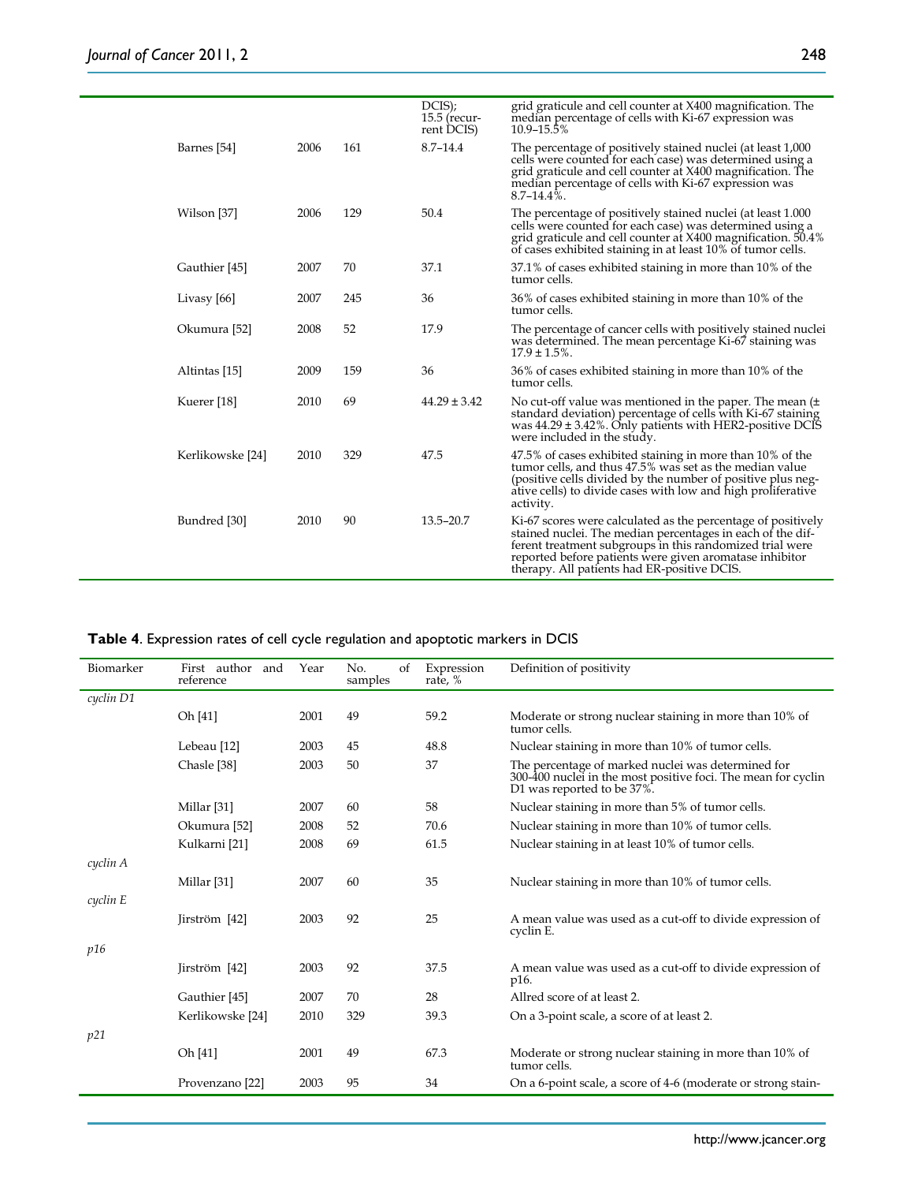| | | | | |
|---|---|---|---|---|
| | | | DCIS); 15.5 (recurrent DCIS) | grid graticule and cell counter at X400 magnification. The median percentage of cells with Ki-67 expression was 10.9–15.5% |
| Barnes [54] | 2006 | 161 | 8.7–14.4 | The percentage of positively stained nuclei (at least 1,000 cells were counted for each case) was determined using a grid graticule and cell counter at X400 magnification. The median percentage of cells with Ki-67 expression was 8.7–14.4%. |
| Wilson [37] | 2006 | 129 | 50.4 | The percentage of positively stained nuclei (at least 1.000 cells were counted for each case) was determined using a grid graticule and cell counter at X400 magnification. 50.4% of cases exhibited staining in at least 10% of tumor cells. |
| Gauthier [45] | 2007 | 70 | 37.1 | 37.1% of cases exhibited staining in more than 10% of the tumor cells. |
| Livasy [66] | 2007 | 245 | 36 | 36% of cases exhibited staining in more than 10% of the tumor cells. |
| Okumura [52] | 2008 | 52 | 17.9 | The percentage of cancer cells with positively stained nuclei was determined. The mean percentage Ki-67 staining was 17.9 ± 1.5%. |
| Altintas [15] | 2009 | 159 | 36 | 36% of cases exhibited staining in more than 10% of the tumor cells. |
| Kuerer [18] | 2010 | 69 | 44.29 ± 3.42 | No cut-off value was mentioned in the paper. The mean (± standard deviation) percentage of cells with Ki-67 staining was 44.29 ± 3.42%. Only patients with HER2-positive DCIS were included in the study. |
| Kerlikowske [24] | 2010 | 329 | 47.5 | 47.5% of cases exhibited staining in more than 10% of the tumor cells, and thus 47.5% was set as the median value (positive cells divided by the number of positive plus negative cells) to divide cases with low and high proliferative activity. |
| Bundred [30] | 2010 | 90 | 13.5–20.7 | Ki-67 scores were calculated as the percentage of positively stained nuclei. The median percentages in each of the different treatment subgroups in this randomized trial were reported before patients were given aromatase inhibitor therapy. All patients had ER-positive DCIS. |

**Table 4**. Expression rates of cell cycle regulation and apoptotic markers in DCIS

| Biomarker | First author and reference | Year | No. of samples | Expression rate, % | Definition of positivity |
|---|---|---|---|---|---|
| *cyclin D1* | | | | | |
| | Oh [41] | 2001 | 49 | 59.2 | Moderate or strong nuclear staining in more than 10% of tumor cells. |
| | Lebeau [12] | 2003 | 45 | 48.8 | Nuclear staining in more than 10% of tumor cells. |
| | Chasle [38] | 2003 | 50 | 37 | The percentage of marked nuclei was determined for 300-400 nuclei in the most positive foci. The mean for cyclin D1 was reported to be 37%. |
| | Millar [31] | 2007 | 60 | 58 | Nuclear staining in more than 5% of tumor cells. |
| | Okumura [52] | 2008 | 52 | 70.6 | Nuclear staining in more than 10% of tumor cells. |
| | Kulkarni [21] | 2008 | 69 | 61.5 | Nuclear staining in at least 10% of tumor cells. |
| *cyclin A* | | | | | |
| | Millar [31] | 2007 | 60 | 35 | Nuclear staining in more than 10% of tumor cells. |
| *cyclin E* | | | | | |
| | Jirström [42] | 2003 | 92 | 25 | A mean value was used as a cut-off to divide expression of cyclin E. |
| *p16* | | | | | |
| | Jirström [42] | 2003 | 92 | 37.5 | A mean value was used as a cut-off to divide expression of p16. |
| | Gauthier [45] | 2007 | 70 | 28 | Allred score of at least 2. |
| | Kerlikowske [24] | 2010 | 329 | 39.3 | On a 3-point scale, a score of at least 2. |
| *p21* | | | | | |
| | Oh [41] | 2001 | 49 | 67.3 | Moderate or strong nuclear staining in more than 10% of tumor cells. |
| | Provenzano [22] | 2003 | 95 | 34 | On a 6-point scale, a score of 4-6 (moderate or strong stain- |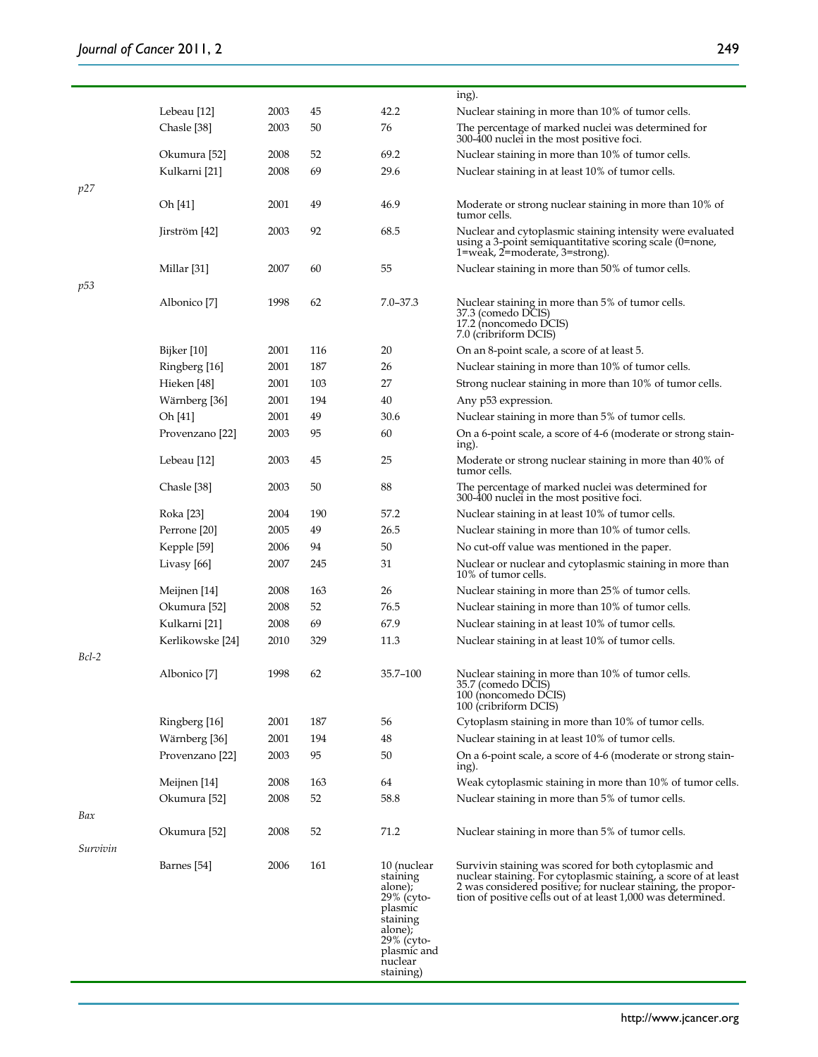| | | | | ing). |
|---|---|---|---|---|
| | Lebeau [12] | 2003 | 45 | 42.2 | Nuclear staining in more than 10% of tumor cells. |
| | Chasle [38] | 2003 | 50 | 76 | The percentage of marked nuclei was determined for 300-400 nuclei in the most positive foci. |
| | Okumura [52] | 2008 | 52 | 69.2 | Nuclear staining in more than 10% of tumor cells. |
| | Kulkarni [21] | 2008 | 69 | 29.6 | Nuclear staining in at least 10% of tumor cells. |
| *p27* | | | | | |
| | Oh [41] | 2001 | 49 | 46.9 | Moderate or strong nuclear staining in more than 10% of tumor cells. |
| | Jirström [42] | 2003 | 92 | 68.5 | Nuclear and cytoplasmic staining intensity were evaluated using a 3-point semiquantitative scoring scale (0=none, 1=weak, 2=moderate, 3=strong). |
| | Millar [31] | 2007 | 60 | 55 | Nuclear staining in more than 50% of tumor cells. |
| *p53* | | | | | |
| | Albonico [7] | 1998 | 62 | 7.0–37.3 | Nuclear staining in more than 5% of tumor cells. 37.3 (comedo DCIS) 17.2 (noncomedo DCIS) 7.0 (cribriform DCIS) |
| | Bijker [10] | 2001 | 116 | 20 | On an 8-point scale, a score of at least 5. |
| | Ringberg [16] | 2001 | 187 | 26 | Nuclear staining in more than 10% of tumor cells. |
| | Hieken [48] | 2001 | 103 | 27 | Strong nuclear staining in more than 10% of tumor cells. |
| | Wärnberg [36] | 2001 | 194 | 40 | Any p53 expression. |
| | Oh [41] | 2001 | 49 | 30.6 | Nuclear staining in more than 5% of tumor cells. |
| | Provenzano [22] | 2003 | 95 | 60 | On a 6-point scale, a score of 4-6 (moderate or strong staining). |
| | Lebeau [12] | 2003 | 45 | 25 | Moderate or strong nuclear staining in more than 40% of tumor cells. |
| | Chasle [38] | 2003 | 50 | 88 | The percentage of marked nuclei was determined for 300-400 nuclei in the most positive foci. |
| | Roka [23] | 2004 | 190 | 57.2 | Nuclear staining in at least 10% of tumor cells. |
| | Perrone [20] | 2005 | 49 | 26.5 | Nuclear staining in more than 10% of tumor cells. |
| | Kepple [59] | 2006 | 94 | 50 | No cut-off value was mentioned in the paper. |
| | Livasy [66] | 2007 | 245 | 31 | Nuclear or nuclear and cytoplasmic staining in more than 10% of tumor cells. |
| | Meijnen [14] | 2008 | 163 | 26 | Nuclear staining in more than 25% of tumor cells. |
| | Okumura [52] | 2008 | 52 | 76.5 | Nuclear staining in more than 10% of tumor cells. |
| | Kulkarni [21] | 2008 | 69 | 67.9 | Nuclear staining in at least 10% of tumor cells. |
| | Kerlikowske [24] | 2010 | 329 | 11.3 | Nuclear staining in at least 10% of tumor cells. |
| *Bcl-2* | | | | | |
| | Albonico [7] | 1998 | 62 | 35.7–100 | Nuclear staining in more than 10% of tumor cells. 35.7 (comedo DCIS) 100 (noncomedo DCIS) 100 (cribriform DCIS) |
| | Ringberg [16] | 2001 | 187 | 56 | Cytoplasm staining in more than 10% of tumor cells. |
| | Wärnberg [36] | 2001 | 194 | 48 | Nuclear staining in at least 10% of tumor cells. |
| | Provenzano [22] | 2003 | 95 | 50 | On a 6-point scale, a score of 4-6 (moderate or strong staining). |
| | Meijnen [14] | 2008 | 163 | 64 | Weak cytoplasmic staining in more than 10% of tumor cells. |
| | Okumura [52] | 2008 | 52 | 58.8 | Nuclear staining in more than 5% of tumor cells. |
| *Bax* | | | | | |
| | Okumura [52] | 2008 | 52 | 71.2 | Nuclear staining in more than 5% of tumor cells. |
| *Survivin* | | | | | |
| | Barnes [54] | 2006 | 161 | 10 (nuclear staining alone); 29% (cytoplasmic staining alone); 29% (cytoplasmic and nuclear staining) | Survivin staining was scored for both cytoplasmic and nuclear staining. For cytoplasmic staining, a score of at least 2 was considered positive; for nuclear staining, the proportion of positive cells out of at least 1,000 was determined. |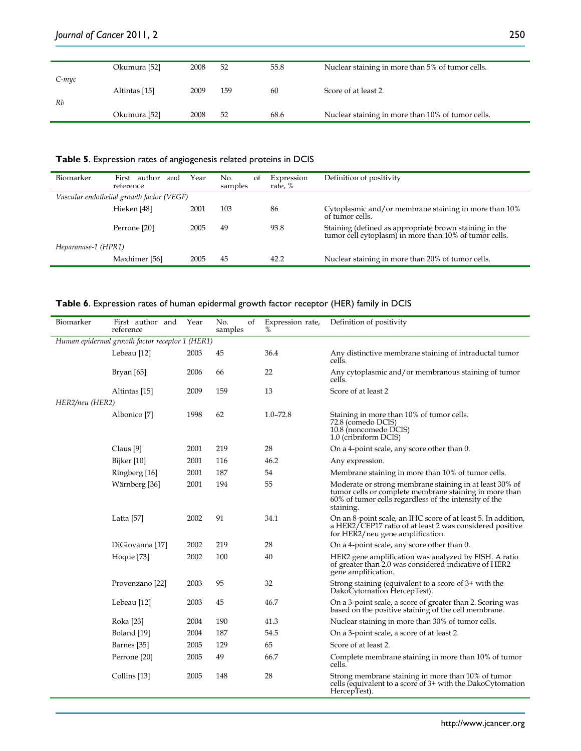| | | | | | |
|---|---|---|---|---|---|
| | Okumura [52] | 2008 | 52 | 55.8 | Nuclear staining in more than 5% of tumor cells. |
| *C-myc* | | | | | |
| | Altintas [15] | 2009 | 159 | 60 | Score of at least 2. |
| *Rb* | | | | | |
| | Okumura [52] | 2008 | 52 | 68.6 | Nuclear staining in more than 10% of tumor cells. |

**Table 5**. Expression rates of angiogenesis related proteins in DCIS

| Biomarker | First author and reference | Year | No. of samples | Expression rate, % | Definition of positivity |
|---|---|---|---|---|---|
| *Vascular endothelial growth factor (VEGF)* | | | | | |
| | Hieken [48] | 2001 | 103 | 86 | Cytoplasmic and/or membrane staining in more than 10% of tumor cells. |
| | Perrone [20] | 2005 | 49 | 93.8 | Staining (defined as appropriate brown staining in the tumor cell cytoplasm) in more than 10% of tumor cells. |
| *Heparanase-1 (HPR1)* | | | | | |
| | Maxhimer [56] | 2005 | 45 | 42.2 | Nuclear staining in more than 20% of tumor cells. |

**Table 6**. Expression rates of human epidermal growth factor receptor (HER) family in DCIS

| Biomarker | First author and reference | Year | No. of samples | Expression rate, % | Definition of positivity |
|---|---|---|---|---|---|
| *Human epidermal growth factor receptor 1 (HER1)* | | | | | |
| | Lebeau [12] | 2003 | 45 | 36.4 | Any distinctive membrane staining of intraductal tumor cells. |
| | Bryan [65] | 2006 | 66 | 22 | Any cytoplasmic and/or membranous staining of tumor cells. |
| | Altintas [15] | 2009 | 159 | 13 | Score of at least 2 |
| *HER2/neu (HER2)* | | | | | |
| | Albonico [7] | 1998 | 62 | 1.0–72.8 | Staining in more than 10% of tumor cells. 72.8 (comedo DCIS) 10.8 (noncomedo DCIS) 1.0 (cribriform DCIS) |
| | Claus [9] | 2001 | 219 | 28 | On a 4-point scale, any score other than 0. |
| | Bijker [10] | 2001 | 116 | 46.2 | Any expression. |
| | Ringberg [16] | 2001 | 187 | 54 | Membrane staining in more than 10% of tumor cells. |
| | Wärnberg [36] | 2001 | 194 | 55 | Moderate or strong membrane staining in at least 30% of tumor cells or complete membrane staining in more than 60% of tumor cells regardless of the intensity of the staining. |
| | Latta [57] | 2002 | 91 | 34.1 | On an 8-point scale, an IHC score of at least 5. In addition, a HER2/CEP17 ratio of at least 2 was considered positive for HER2/neu gene amplification. |
| | DiGiovanna [17] | 2002 | 219 | 28 | On a 4-point scale, any score other than 0. |
| | Hoque [73] | 2002 | 100 | 40 | HER2 gene amplification was analyzed by FISH. A ratio of greater than 2.0 was considered indicative of HER2 gene amplification. |
| | Provenzano [22] | 2003 | 95 | 32 | Strong staining (equivalent to a score of 3+ with the DakoCytomation HercepTest). |
| | Lebeau [12] | 2003 | 45 | 46.7 | On a 3-point scale, a score of greater than 2. Scoring was based on the positive staining of the cell membrane. |
| | Roka [23] | 2004 | 190 | 41.3 | Nuclear staining in more than 30% of tumor cells. |
| | Boland [19] | 2004 | 187 | 54.5 | On a 3-point scale, a score of at least 2. |
| | Barnes [35] | 2005 | 129 | 65 | Score of at least 2. |
| | Perrone [20] | 2005 | 49 | 66.7 | Complete membrane staining in more than 10% of tumor cells. |
| | Collins [13] | 2005 | 148 | 28 | Strong membrane staining in more than 10% of tumor cells (equivalent to a score of 3+ with the DakoCytomation HercepTest). |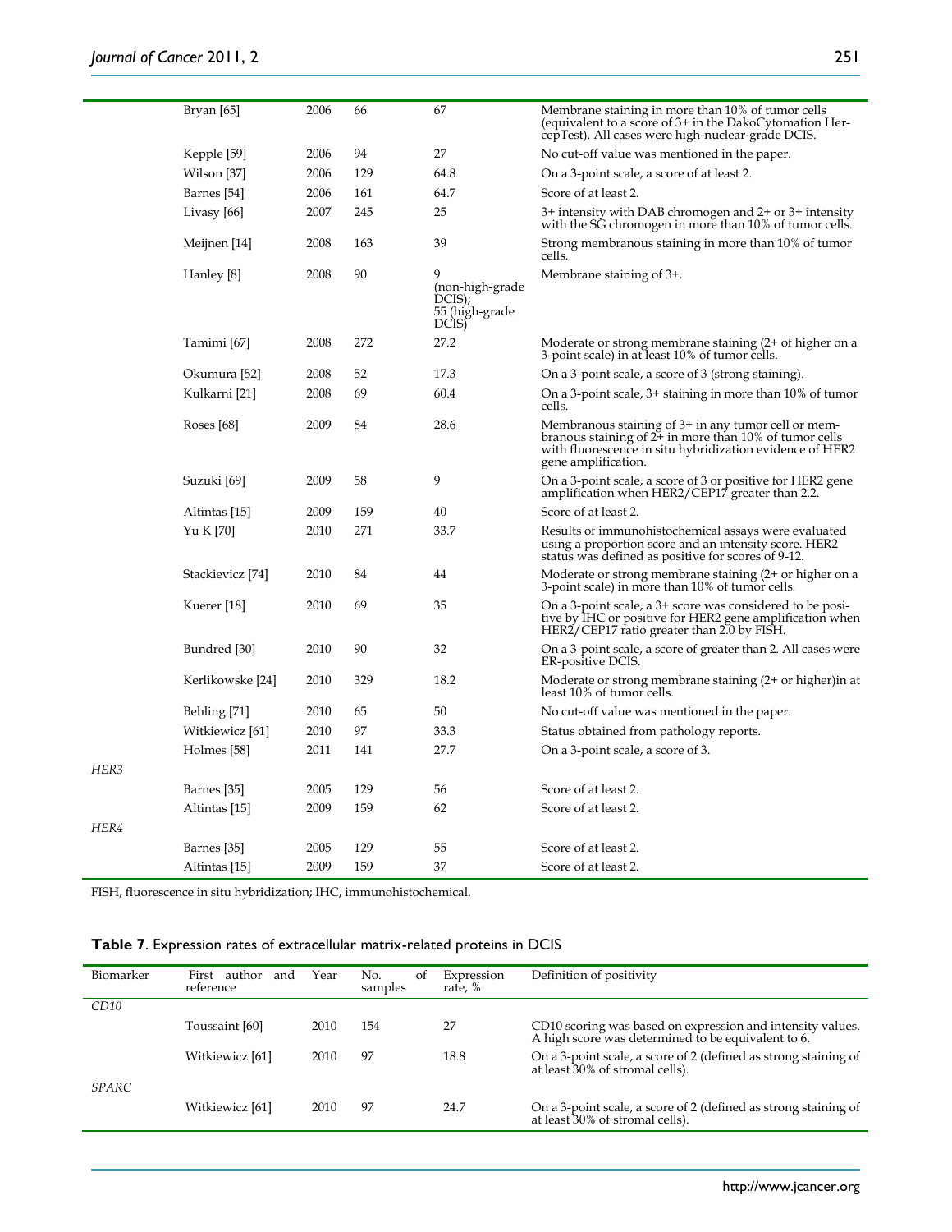| Biomarker | First author and reference | Year | No. of samples | Expression rate, % | Definition of positivity |
|---|---|---|---|---|---|
| | Bryan [65] | 2006 | 66 | 67 | Membrane staining in more than 10% of tumor cells (equivalent to a score of 3+ in the DakoCytomation HercepTest). All cases were high-nuclear-grade DCIS. |
| | Kepple [59] | 2006 | 94 | 27 | No cut-off value was mentioned in the paper. |
| | Wilson [37] | 2006 | 129 | 64.8 | On a 3-point scale, a score of at least 2. |
| | Barnes [54] | 2006 | 161 | 64.7 | Score of at least 2. |
| | Livasy [66] | 2007 | 245 | 25 | 3+ intensity with DAB chromogen and 2+ or 3+ intensity with the SG chromogen in more than 10% of tumor cells. |
| | Meijnen [14] | 2008 | 163 | 39 | Strong membranous staining in more than 10% of tumor cells. |
| | Hanley [8] | 2008 | 90 | 9 (non-high-grade DCIS); 55 (high-grade DCIS) | Membrane staining of 3+. |
| | Tamimi [67] | 2008 | 272 | 27.2 | Moderate or strong membrane staining (2+ of higher on a 3-point scale) in at least 10% of tumor cells. |
| | Okumura [52] | 2008 | 52 | 17.3 | On a 3-point scale, a score of 3 (strong staining). |
| | Kulkarni [21] | 2008 | 69 | 60.4 | On a 3-point scale, 3+ staining in more than 10% of tumor cells. |
| | Roses [68] | 2009 | 84 | 28.6 | Membranous staining of 3+ in any tumor cell or membranous staining of 2+ in more than 10% of tumor cells with fluorescence in situ hybridization evidence of HER2 gene amplification. |
| | Suzuki [69] | 2009 | 58 | 9 | On a 3-point scale, a score of 3 or positive for HER2 gene amplification when HER2/CEP17 greater than 2.2. |
| | Altintas [15] | 2009 | 159 | 40 | Score of at least 2. |
| | Yu K [70] | 2010 | 271 | 33.7 | Results of immunohistochemical assays were evaluated using a proportion score and an intensity score. HER2 status was defined as positive for scores of 9-12. |
| | Stackievicz [74] | 2010 | 84 | 44 | Moderate or strong membrane staining (2+ or higher on a 3-point scale) in more than 10% of tumor cells. |
| | Kuerer [18] | 2010 | 69 | 35 | On a 3-point scale, a 3+ score was considered to be positive by IHC or positive for HER2 gene amplification when HER2/CEP17 ratio greater than 2.0 by FISH. |
| | Bundred [30] | 2010 | 90 | 32 | On a 3-point scale, a score of greater than 2. All cases were ER-positive DCIS. |
| | Kerlikowske [24] | 2010 | 329 | 18.2 | Moderate or strong membrane staining (2+ or higher)in at least 10% of tumor cells. |
| | Behling [71] | 2010 | 65 | 50 | No cut-off value was mentioned in the paper. |
| | Witkiewicz [61] | 2010 | 97 | 33.3 | Status obtained from pathology reports. |
| | Holmes [58] | 2011 | 141 | 27.7 | On a 3-point scale, a score of 3. |
| *HER3* | | | | | |
| | Barnes [35] | 2005 | 129 | 56 | Score of at least 2. |
| | Altintas [15] | 2009 | 159 | 62 | Score of at least 2. |
| *HER4* | | | | | |
| | Barnes [35] | 2005 | 129 | 55 | Score of at least 2. |
| | Altintas [15] | 2009 | 159 | 37 | Score of at least 2. |

FISH, fluorescence in situ hybridization; IHC, immunohistochemical.

**Table 7**. Expression rates of extracellular matrix-related proteins in DCIS

| Biomarker | First author and reference | Year | No. of samples | Expression rate, % | Definition of positivity |
|---|---|---|---|---|---|
| *CD10* | | | | | |
| | Toussaint [60] | 2010 | 154 | 27 | CD10 scoring was based on expression and intensity values. A high score was determined to be equivalent to 6. |
| | Witkiewicz [61] | 2010 | 97 | 18.8 | On a 3-point scale, a score of 2 (defined as strong staining of at least 30% of stromal cells). |
| *SPARC* | | | | | |
| | Witkiewicz [61] | 2010 | 97 | 24.7 | On a 3-point scale, a score of 2 (defined as strong staining of at least 30% of stromal cells). |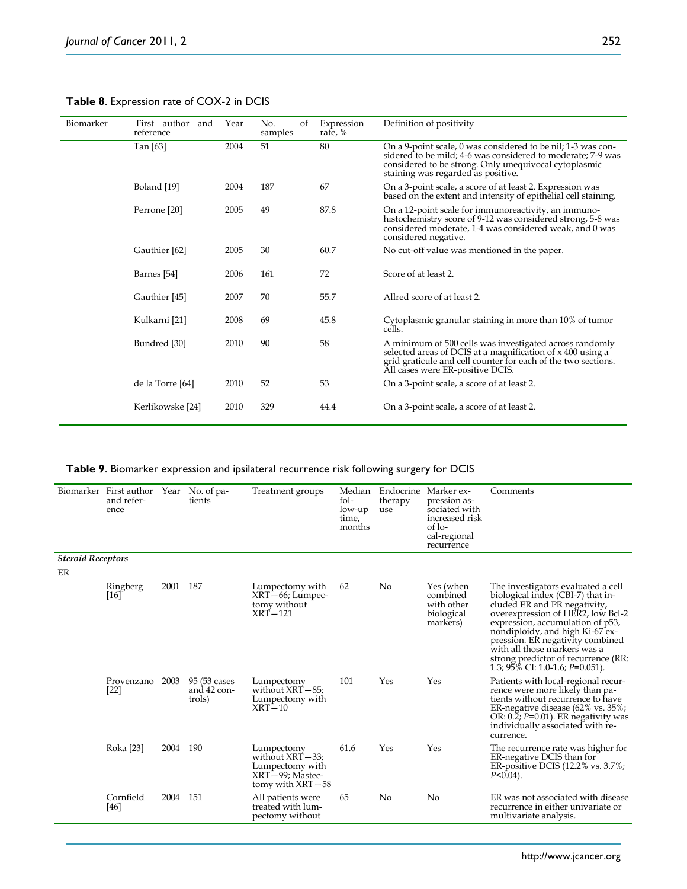**Table 8**. Expression rate of COX-2 in DCIS

| Biomarker | First author and reference | Year | No. of samples | Expression rate, % | Definition of positivity |
|---|---|---|---|---|---|
| | Tan [63] | 2004 | 51 | 80 | On a 9-point scale, 0 was considered to be nil; 1-3 was considered to be mild; 4-6 was considered to moderate; 7-9 was considered to be strong. Only unequivocal cytoplasmic staining was regarded as positive. |
| | Boland [19] | 2004 | 187 | 67 | On a 3-point scale, a score of at least 2. Expression was based on the extent and intensity of epithelial cell staining. |
| | Perrone [20] | 2005 | 49 | 87.8 | On a 12-point scale for immunoreactivity, an immunohistochemistry score of 9-12 was considered strong, 5-8 was considered moderate, 1-4 was considered weak, and 0 was considered negative. |
| | Gauthier [62] | 2005 | 30 | 60.7 | No cut-off value was mentioned in the paper. |
| | Barnes [54] | 2006 | 161 | 72 | Score of at least 2. |
| | Gauthier [45] | 2007 | 70 | 55.7 | Allred score of at least 2. |
| | Kulkarni [21] | 2008 | 69 | 45.8 | Cytoplasmic granular staining in more than 10% of tumor cells. |
| | Bundred [30] | 2010 | 90 | 58 | A minimum of 500 cells was investigated across randomly selected areas of DCIS at a magnification of x 400 using a grid graticule and cell counter for each of the two sections. All cases were ER-positive DCIS. |
| | de la Torre [64] | 2010 | 52 | 53 | On a 3-point scale, a score of at least 2. |
| | Kerlikowske [24] | 2010 | 329 | 44.4 | On a 3-point scale, a score of at least 2. |

**Table 9**. Biomarker expression and ipsilateral recurrence risk following surgery for DCIS

| Biomarker | First author and reference | Year | No. of patients | Treatment groups | Median follow-up time, months | Endocrine therapy use | Marker expression associated with increased risk of local-regional recurrence | Comments |
|---|---|---|---|---|---|---|---|---|
| ***Steroid Receptors*** | | | | | | | | |
| ER | | | | | | | | |
| | Ringberg [16] | 2001 | 187 | Lumpectomy with XRT—66; Lumpectomy without XRT—121 | 62 | No | Yes (when combined with other biological markers) | The investigators evaluated a cell biological index (CBI-7) that included ER and PR negativity, overexpression of HER2, low Bcl-2 expression, accumulation of p53, nondiploidy, and high Ki-67 expression. ER negativity combined with all those markers was a strong predictor of recurrence (RR: 1.3; 95% CI: 1.0-1.6; $P$=0.051). |
| | Provenzano [22] | 2003 | 95 (53 cases and 42 controls) | Lumpectomy without XRT—85; Lumpectomy with XRT—10 | 101 | Yes | Yes | Patients with local-regional recurrence were more likely than patients without recurrence to have ER-negative disease (62% vs. 35%; OR: 0.2; $P$=0.01). ER negativity was individually associated with recurrence. |
| | Roka [23] | 2004 | 190 | Lumpectomy without XRT—33; Lumpectomy with XRT—99; Mastectomy with XRT—58 | 61.6 | Yes | Yes | The recurrence rate was higher for ER-negative DCIS than for ER-positive DCIS (12.2% vs. 3.7%; $P$<0.04). |
| | Cornfield [46] | 2004 | 151 | All patients were treated with lumpectomy without | 65 | No | No | ER was not associated with disease recurrence in either univariate or multivariate analysis. |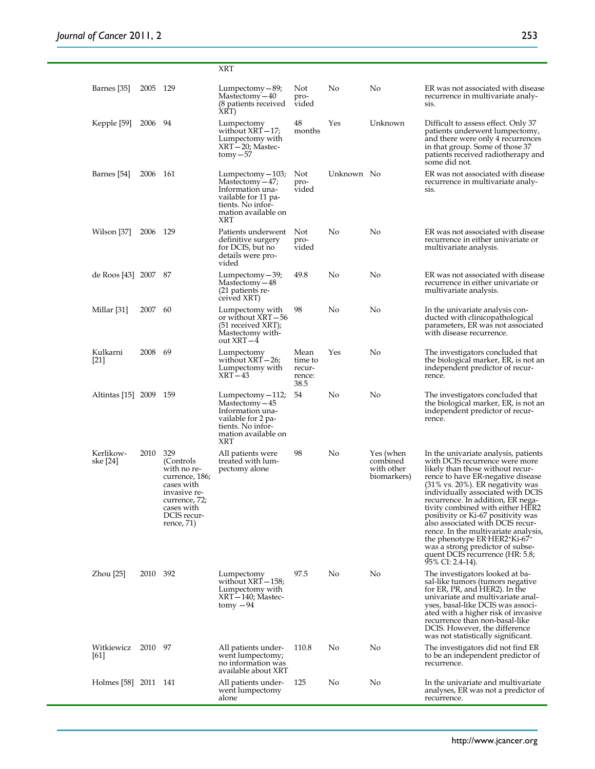| | | | XRT | | | | |
|---|---|---|---|---|---|---|---|
| Barnes [35] | 2005 | 129 | Lumpectomy—89; Mastectomy—40 (8 patients received XRT) | Not provided | No | No | ER was not associated with disease recurrence in multivariate analysis. |
| Kepple [59] | 2006 | 94 | Lumpectomy without XRT—17; Lumpectomy with XRT—20; Mastectomy—57 | 48 months | Yes | Unknown | Difficult to assess effect. Only 37 patients underwent lumpectomy, and there were only 4 recurrences in that group. Some of those 37 patients received radiotherapy and some did not. |
| Barnes [54] | 2006 | 161 | Lumpectomy—103; Mastectomy—47; Information unavailable for 11 patients. No information available on XRT | Not provided | Unknown | No | ER was not associated with disease recurrence in multivariate analysis. |
| Wilson [37] | 2006 | 129 | Patients underwent definitive surgery for DCIS, but no details were provided | Not provided | No | No | ER was not associated with disease recurrence in either univariate or multivariate analysis. |
| de Roos [43] | 2007 | 87 | Lumpectomy—39; Mastectomy—48 (21 patients received XRT) | 49.8 | No | No | ER was not associated with disease recurrence in either univariate or multivariate analysis. |
| Millar [31] | 2007 | 60 | Lumpectomy with or without XRT—56 (51 received XRT); Mastectomy without XRT—4 | 98 | No | No | In the univariate analysis conducted with clinicopathological parameters, ER was not associated with disease recurrence. |
| Kulkarni [21] | 2008 | 69 | Lumpectomy without XRT—26; Lumpectomy with XRT—43 | Mean time to recurrence: 38.5 | Yes | No | The investigators concluded that the biological marker, ER, is not an independent predictor of recurrence. |
| Altintas [15] | 2009 | 159 | Lumpectomy—112; Mastectomy—45 Information unavailable for 2 patients. No information available on XRT | 54 | No | No | The investigators concluded that the biological marker, ER, is not an independent predictor of recurrence. |
| Kerlikowske [24] | 2010 | 329 (Controls with no recurrence, 186; cases with invasive recurrence, 72; cases with DCIS recurrence, 71) | All patients were treated with lumpectomy alone | 98 | No | Yes (when combined with other biomarkers) | In the univariate analysis, patients with DCIS recurrence were more likely than those without recurrence to have ER-negative disease (31% vs. 20%). ER negativity was individually associated with DCIS recurrence. In addition, ER negativity combined with either HER2 positivity or Ki-67 positivity was also associated with DCIS recurrence. In the multivariate analysis, the phenotype $ER^{-}HER2^{+}Ki\text{-}67^{+}$ was a strong predictor of subsequent DCIS recurrence (HR: 5.8; 95% CI: 2.4-14). |
| Zhou [25] | 2010 | 392 | Lumpectomy without XRT—158; Lumpectomy with XRT—140; Mastectomy —94 | 97.5 | No | No | The investigators looked at basal-like tumors (tumors negative for ER, PR, and HER2). In the univariate and multivariate analyses, basal-like DCIS was associated with a higher risk of invasive recurrence than non-basal-like DCIS. However, the difference was not statistically significant. |
| Witkiewicz [61] | 2010 | 97 | All patients underwent lumpectomy; no information was available about XRT | 110.8 | No | No | The investigators did not find ER to be an independent predictor of recurrence. |
| Holmes [58] | 2011 | 141 | All patients underwent lumpectomy alone | 125 | No | No | In the univariate and multivariate analyses, ER was not a predictor of recurrence. |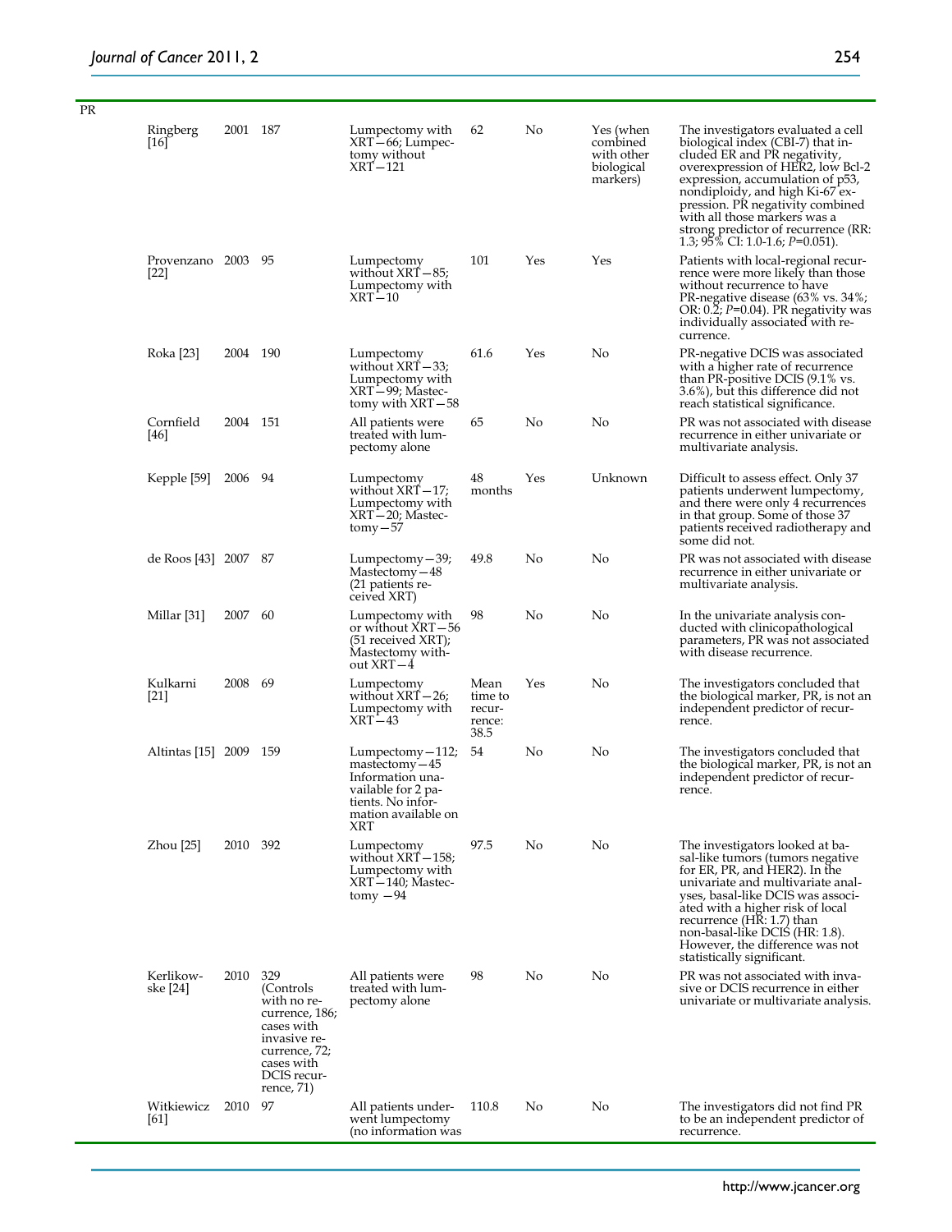| PR | | | | | | | | |
|---|---|---|---|---|---|---|---|---|
| | Ringberg [16] | 2001 | 187 | Lumpectomy with XRT—66; Lumpectomy without XRT—121 | 62 | No | Yes (when combined with other biological markers) | The investigators evaluated a cell biological index (CBI-7) that included ER and PR negativity, overexpression of HER2, low Bcl-2 expression, accumulation of p53, nondiploidy, and high Ki-67 expression. PR negativity combined with all those markers was a strong predictor of recurrence (RR: 1.3; 95% CI: 1.0-1.6; *P*=0.051). |
| | Provenzano [22] | 2003 | 95 | Lumpectomy without XRT—85; Lumpectomy with XRT—10 | 101 | Yes | Yes | Patients with local-regional recurrence were more likely than those without recurrence to have PR-negative disease (63% vs. 34%; OR: 0.2; *P*=0.04). PR negativity was individually associated with recurrence. |
| | Roka [23] | 2004 | 190 | Lumpectomy without XRT—33; Lumpectomy with XRT—99; Mastectomy with XRT—58 | 61.6 | Yes | No | PR-negative DCIS was associated with a higher rate of recurrence than PR-positive DCIS (9.1% vs. 3.6%), but this difference did not reach statistical significance. |
| | Cornfield [46] | 2004 | 151 | All patients were treated with lumpectomy alone | 65 | No | No | PR was not associated with disease recurrence in either univariate or multivariate analysis. |
| | Kepple [59] | 2006 | 94 | Lumpectomy without XRT—17; Lumpectomy with XRT—20; Mastectomy—57 | 48 months | Yes | Unknown | Difficult to assess effect. Only 37 patients underwent lumpectomy, and there were only 4 recurrences in that group. Some of those 37 patients received radiotherapy and some did not. |
| | de Roos [43] | 2007 | 87 | Lumpectomy—39; Mastectomy—48 (21 patients received XRT) | 49.8 | No | No | PR was not associated with disease recurrence in either univariate or multivariate analysis. |
| | Millar [31] | 2007 | 60 | Lumpectomy with or without XRT—56 (51 received XRT); Mastectomy without XRT—4 | 98 | No | No | In the univariate analysis conducted with clinicopathological parameters, PR was not associated with disease recurrence. |
| | Kulkarni [21] | 2008 | 69 | Lumpectomy without XRT—26; Lumpectomy with XRT—43 | Mean time to recurrence: 38.5 | Yes | No | The investigators concluded that the biological marker, PR, is not an independent predictor of recurrence. |
| | Altintas [15] | 2009 | 159 | Lumpectomy—112; mastectomy—45 Information unavailable for 2 patients. No information available on XRT | 54 | No | No | The investigators concluded that the biological marker, PR, is not an independent predictor of recurrence. |
| | Zhou [25] | 2010 | 392 | Lumpectomy without XRT—158; Lumpectomy with XRT—140; Mastectomy —94 | 97.5 | No | No | The investigators looked at basal-like tumors (tumors negative for ER, PR, and HER2). In the univariate and multivariate analyses, basal-like DCIS was associated with a higher risk of local recurrence (HR: 1.7) than non-basal-like DCIS (HR: 1.8). However, the difference was not statistically significant. |
| | Kerlikowske [24] | 2010 | 329 (Controls with no recurrence, 186; cases with invasive recurrence, 72; cases with DCIS recurrence, 71) | All patients were treated with lumpectomy alone | 98 | No | No | PR was not associated with invasive or DCIS recurrence in either univariate or multivariate analysis. |
| | Witkiewicz [61] | 2010 | 97 | All patients underwent lumpectomy (no information was | 110.8 | No | No | The investigators did not find PR to be an independent predictor of recurrence. |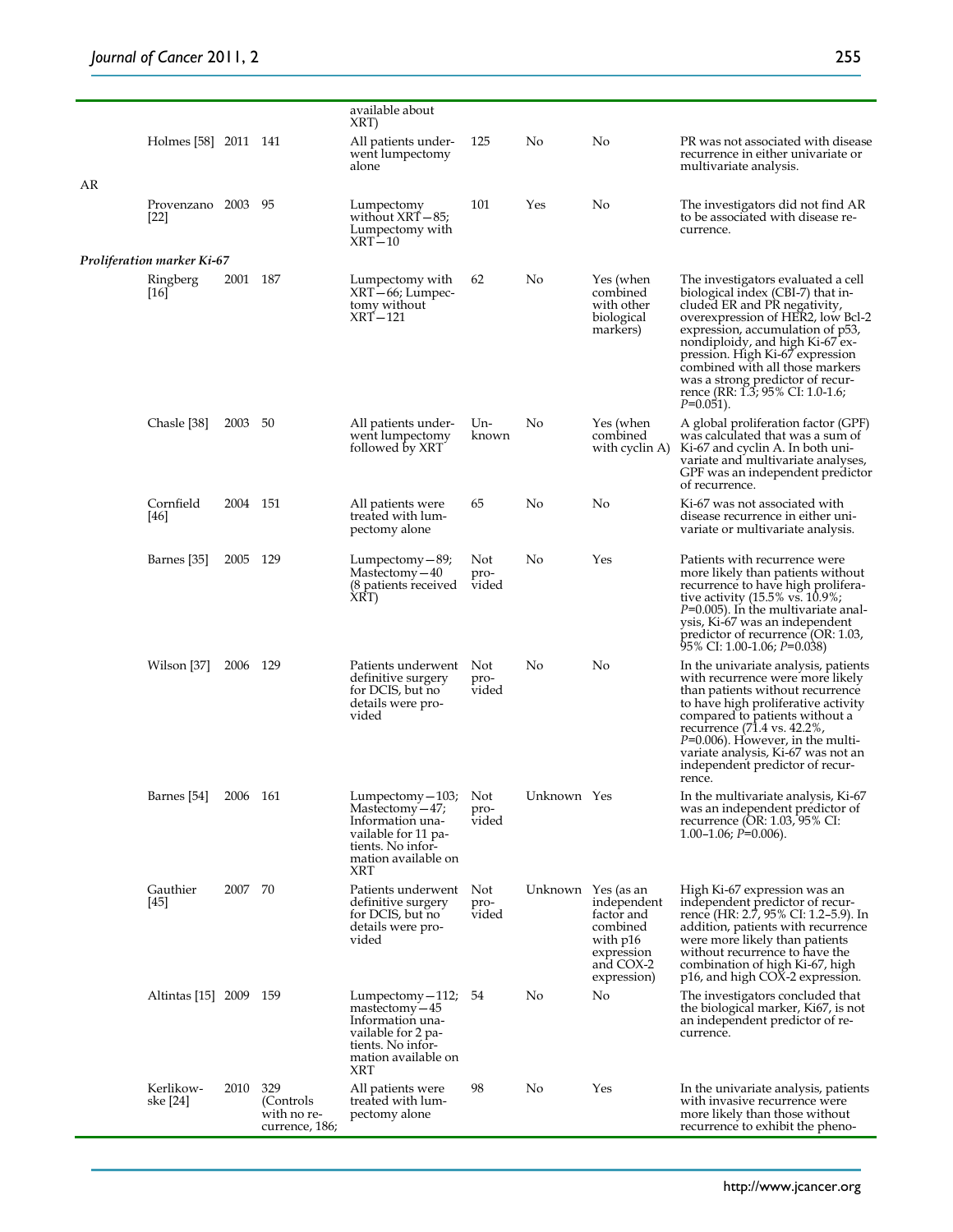| | | | | | | | |
|---|---|---|---|---|---|---|---|
| | | | | available about XRT) | | | | |
| | Holmes [58] | 2011 | 141 | All patients underwent lumpectomy alone | 125 | No | No | PR was not associated with disease recurrence in either univariate or multivariate analysis. |
| AR | | | | | | | | |
| | Provenzano [22] | 2003 | 95 | Lumpectomy without XRT—85; Lumpectomy with XRT—10 | 101 | Yes | No | The investigators did not find AR to be associated with disease recurrence. |
| ***Proliferation marker Ki-67*** | | | | | | | | |
| | Ringberg [16] | 2001 | 187 | Lumpectomy with XRT—66; Lumpectomy without XRT—121 | 62 | No | Yes (when combined with other biological markers) | The investigators evaluated a cell biological index (CBI-7) that included ER and PR negativity, overexpression of HER2, low Bcl-2 expression, accumulation of p53, nondiploidy, and high Ki-67 expression. High Ki-67 expression combined with all those markers was a strong predictor of recurrence (RR: 1.3; 95% CI: 1.0-1.6; *P*=0.051). |
| | Chasle [38] | 2003 | 50 | All patients underwent lumpectomy followed by XRT | Unknown | No | Yes (when combined with cyclin A) | A global proliferation factor (GPF) was calculated that was a sum of Ki-67 and cyclin A. In both univariate and multivariate analyses, GPF was an independent predictor of recurrence. |
| | Cornfield [46] | 2004 | 151 | All patients were treated with lumpectomy alone | 65 | No | No | Ki-67 was not associated with disease recurrence in either univariate or multivariate analysis. |
| | Barnes [35] | 2005 | 129 | Lumpectomy—89; Mastectomy—40 (8 patients received XRT) | Not provided | No | Yes | Patients with recurrence were more likely than patients without recurrence to have high proliferative activity (15.5% vs. 10.9%; *P*=0.005). In the multivariate analysis, Ki-67 was an independent predictor of recurrence (OR: 1.03, 95% CI: 1.00-1.06; *P*=0.038) |
| | Wilson [37] | 2006 | 129 | Patients underwent definitive surgery for DCIS, but no details were provided | Not provided | No | No | In the univariate analysis, patients with recurrence were more likely than patients without recurrence to have high proliferative activity compared to patients without a recurrence (71.4 vs. 42.2%, *P*=0.006). However, in the multivariate analysis, Ki-67 was not an independent predictor of recurrence. |
| | Barnes [54] | 2006 | 161 | Lumpectomy—103; Mastectomy—47; Information unavailable for 11 patients. No information available on XRT | Not provided | Unknown | Yes | In the multivariate analysis, Ki-67 was an independent predictor of recurrence (OR: 1.03, 95% CI: 1.00–1.06; *P*=0.006). |
| | Gauthier [45] | 2007 | 70 | Patients underwent definitive surgery for DCIS, but no details were provided | Not provided | Unknown | Yes (as an independent factor and combined with p16 expression and COX-2 expression) | High Ki-67 expression was an independent predictor of recurrence (HR: 2.7, 95% CI: 1.2–5.9). In addition, patients with recurrence were more likely than patients without recurrence to have the combination of high Ki-67, high p16, and high COX-2 expression. |
| | Altintas [15] | 2009 | 159 | Lumpectomy—112; mastectomy—45 Information unavailable for 2 patients. No information available on XRT | 54 | No | No | The investigators concluded that the biological marker, Ki67, is not an independent predictor of recurrence. |
| | Kerlikowske [24] | 2010 | 329 (Controls with no recurrence, 186; | All patients were treated with lumpectomy alone | 98 | No | Yes | In the univariate analysis, patients with invasive recurrence were more likely than those without recurrence to exhibit the pheno- |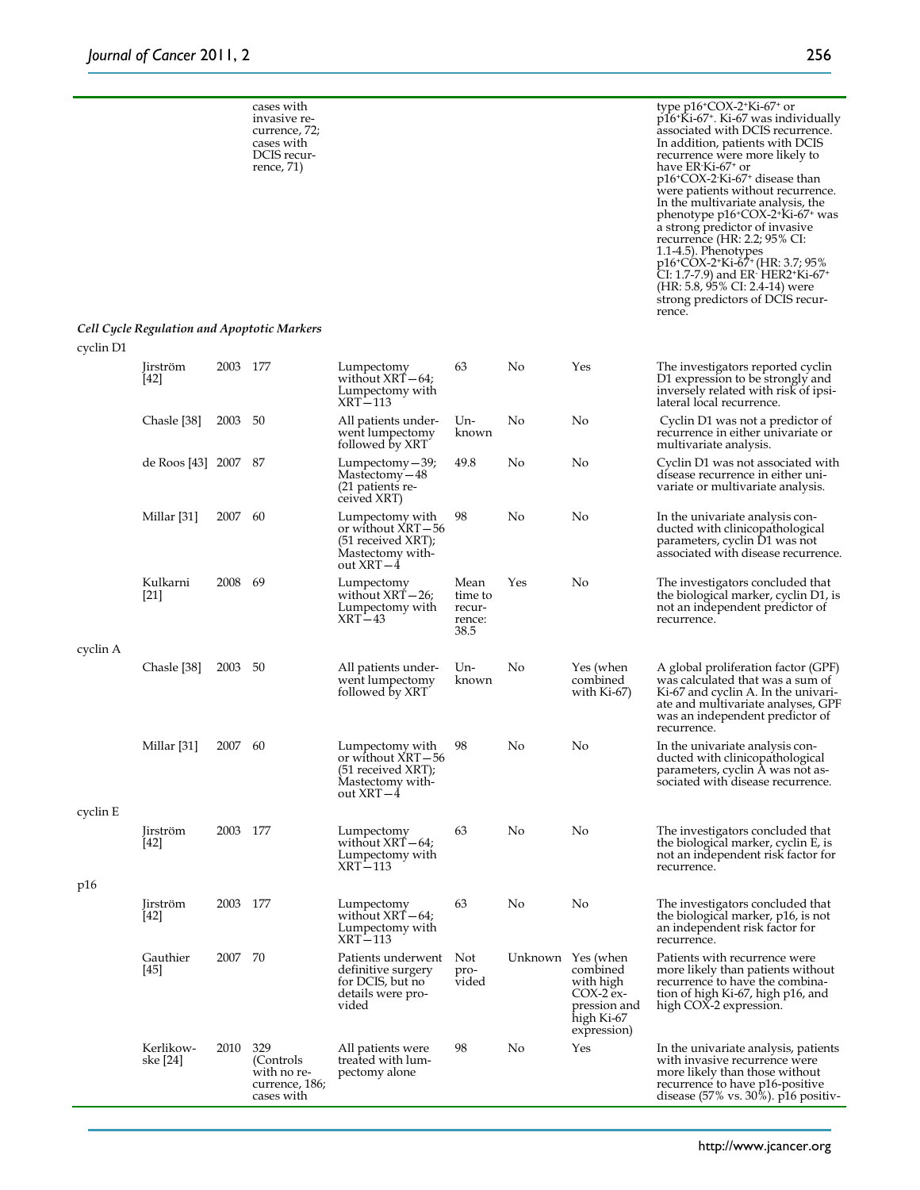| | | | | | | | | |
|---|---|---|---|---|---|---|---|---|
| | | | cases with invasive recurrence, 72; cases with DCIS recurrence, 71) | | | | | type p16⁺COX-2⁺Ki-67⁺ or p16⁺Ki-67⁺. Ki-67 was individually associated with DCIS recurrence. In addition, patients with DCIS recurrence were more likely to have ER⁻Ki-67⁺ or p16⁺COX-2⁻Ki-67⁺ disease than were patients without recurrence. In the multivariate analysis, the phenotype p16⁺COX-2⁺Ki-67⁺ was a strong predictor of invasive recurrence (HR: 2.2; 95% CI: 1.1-4.5). Phenotypes p16⁺COX-2⁺Ki-67⁺ (HR: 3.7; 95% CI: 1.7-7.9) and ER⁻ HER2⁺Ki-67⁺ (HR: 5.8, 95% CI: 2.4-14) were strong predictors of DCIS recurrence. |
| ***Cell Cycle Regulation and Apoptotic Markers*** | | | | | | | | |
| cyclin D1 | | | | | | | | |
| | Jirström [42] | 2003 | 177 | Lumpectomy without XRT—64; Lumpectomy with XRT—113 | 63 | No | Yes | The investigators reported cyclin D1 expression to be strongly and inversely related with risk of ipsilateral local recurrence. |
| | Chasle [38] | 2003 | 50 | All patients underwent lumpectomy followed by XRT | Unknown | No | No | Cyclin D1 was not a predictor of recurrence in either univariate or multivariate analysis. |
| | de Roos [43] | 2007 | 87 | Lumpectomy—39; Mastectomy—48 (21 patients received XRT) | 49.8 | No | No | Cyclin D1 was not associated with disease recurrence in either univariate or multivariate analysis. |
| | Millar [31] | 2007 | 60 | Lumpectomy with or without XRT—56 (51 received XRT); Mastectomy without XRT—4 | 98 | No | No | In the univariate analysis conducted with clinicopathological parameters, cyclin D1 was not associated with disease recurrence. |
| | Kulkarni [21] | 2008 | 69 | Lumpectomy without XRT—26; Lumpectomy with XRT—43 | Mean time to recurrence: 38.5 | Yes | No | The investigators concluded that the biological marker, cyclin D1, is not an independent predictor of recurrence. |
| cyclin A | | | | | | | | |
| | Chasle [38] | 2003 | 50 | All patients underwent lumpectomy followed by XRT | Unknown | No | Yes (when combined with Ki-67) | A global proliferation factor (GPF) was calculated that was a sum of Ki-67 and cyclin A. In the univariate and multivariate analyses, GPF was an independent predictor of recurrence. |
| | Millar [31] | 2007 | 60 | Lumpectomy with or without XRT—56 (51 received XRT); Mastectomy without XRT—4 | 98 | No | No | In the univariate analysis conducted with clinicopathological parameters, cyclin A was not associated with disease recurrence. |
| cyclin E | | | | | | | | |
| | Jirström [42] | 2003 | 177 | Lumpectomy without XRT—64; Lumpectomy with XRT—113 | 63 | No | No | The investigators concluded that the biological marker, cyclin E, is not an independent risk factor for recurrence. |
| p16 | | | | | | | | |
| | Jirström [42] | 2003 | 177 | Lumpectomy without XRT—64; Lumpectomy with XRT—113 | 63 | No | No | The investigators concluded that the biological marker, p16, is not an independent risk factor for recurrence. |
| | Gauthier [45] | 2007 | 70 | Patients underwent definitive surgery for DCIS, but no details were provided | Not provided | Unknown | Yes (when combined with high COX-2 expression and high Ki-67 expression) | Patients with recurrence were more likely than patients without recurrence to have the combination of high Ki-67, high p16, and high COX-2 expression. |
| | Kerlikowske [24] | 2010 | 329 (Controls with no recurrence, 186; cases with | All patients were treated with lumpectomy alone | 98 | No | Yes | In the univariate analysis, patients with invasive recurrence were more likely than those without recurrence to have p16-positive disease (57% vs. 30%). p16 positiv- |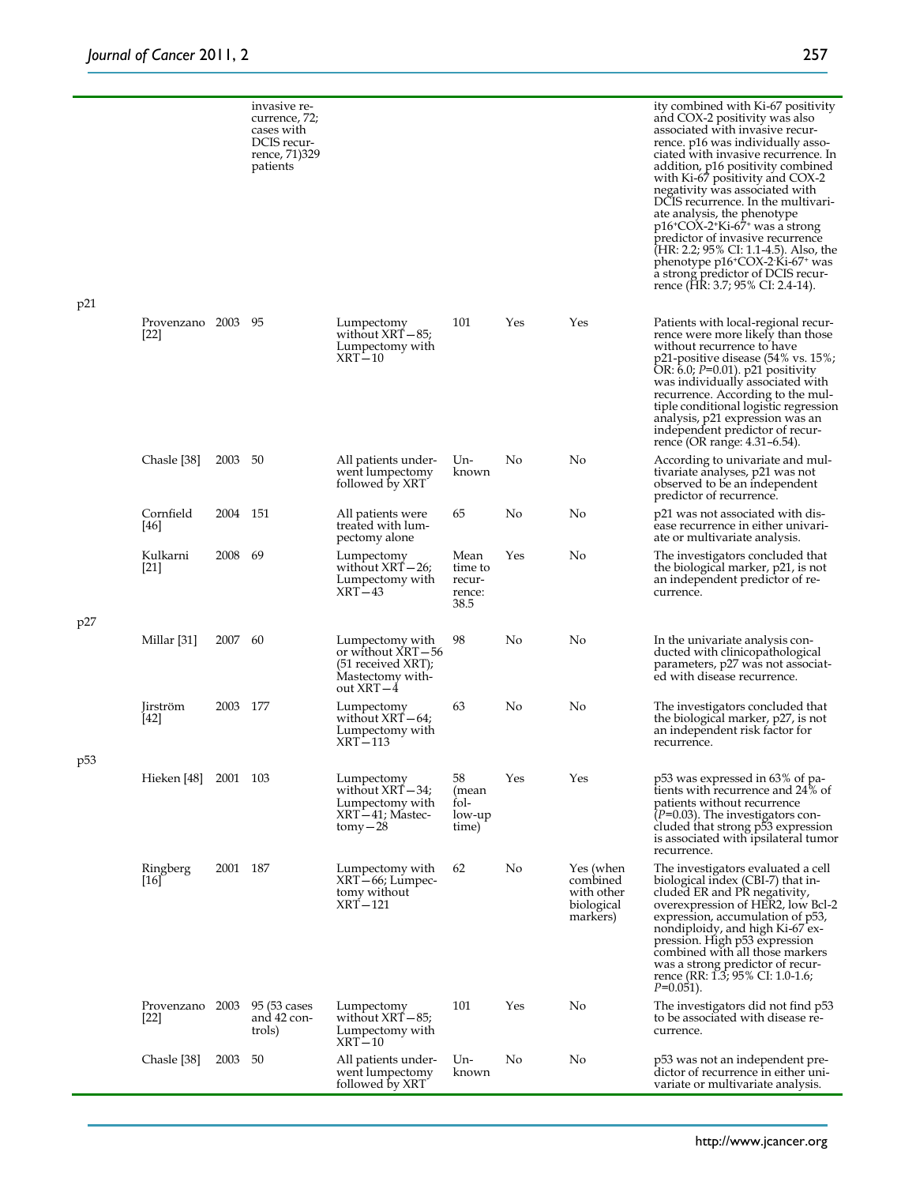| | | | | | | | | |
|---|---|---|---|---|---|---|---|---|
| | | | invasive recurrence, 72; cases with DCIS recurrence, 71)329 patients | | | | | ity combined with Ki-67 positivity and COX-2 positivity was also associated with invasive recurrence. p16 was individually associated with invasive recurrence. In addition, p16 positivity combined with Ki-67 positivity and COX-2 negativity was associated with DCIS recurrence. In the multivariate analysis, the phenotype $p16^{+}COX\text{-}2^{+}Ki\text{-}67^{+}$ was a strong predictor of invasive recurrence (HR: 2.2; 95% CI: 1.1-4.5). Also, the phenotype $p16^{+}COX\text{-}2^{-}Ki\text{-}67^{+}$ was a strong predictor of DCIS recurrence (HR: 3.7; 95% CI: 2.4-14). |
| p21 | | | | | | | | |
| | Provenzano [22] | 2003 | 95 | Lumpectomy without XRT—85; Lumpectomy with XRT—10 | 101 | Yes | Yes | Patients with local-regional recurrence were more likely than those without recurrence to have p21-positive disease (54% vs. 15%; OR: 6.0; $P$=0.01). p21 positivity was individually associated with recurrence. According to the multiple conditional logistic regression analysis, p21 expression was an independent predictor of recurrence (OR range: 4.31–6.54). |
| | Chasle [38] | 2003 | 50 | All patients underwent lumpectomy followed by XRT | Unknown | No | No | According to univariate and multivariate analyses, p21 was not observed to be an independent predictor of recurrence. |
| | Cornfield [46] | 2004 | 151 | All patients were treated with lumpectomy alone | 65 | No | No | p21 was not associated with disease recurrence in either univariate or multivariate analysis. |
| | Kulkarni [21] | 2008 | 69 | Lumpectomy without XRT—26; Lumpectomy with XRT—43 | Mean time to recurrence: 38.5 | Yes | No | The investigators concluded that the biological marker, p21, is not an independent predictor of recurrence. |
| p27 | | | | | | | | |
| | Millar [31] | 2007 | 60 | Lumpectomy with or without XRT—56 (51 received XRT); Mastectomy without XRT—4 | 98 | No | No | In the univariate analysis conducted with clinicopathological parameters, p27 was not associated with disease recurrence. |
| | Jirström [42] | 2003 | 177 | Lumpectomy without XRT—64; Lumpectomy with XRT—113 | 63 | No | No | The investigators concluded that the biological marker, p27, is not an independent risk factor for recurrence. |
| p53 | | | | | | | | |
| | Hieken [48] | 2001 | 103 | Lumpectomy without XRT—34; Lumpectomy with XRT—41; Mastectomy—28 | 58 (mean follow-up time) | Yes | Yes | p53 was expressed in 63% of patients with recurrence and 24% of patients without recurrence ($P$=0.03). The investigators concluded that strong p53 expression is associated with ipsilateral tumor recurrence. |
| | Ringberg [16] | 2001 | 187 | Lumpectomy with XRT—66; Lumpectomy without XRT—121 | 62 | No | Yes (when combined with other biological markers) | The investigators evaluated a cell biological index (CBI-7) that included ER and PR negativity, overexpression of HER2, low Bcl-2 expression, accumulation of p53, nondiploidy, and high Ki-67 expression. High p53 expression combined with all those markers was a strong predictor of recurrence (RR: 1.3; 95% CI: 1.0-1.6; $P$=0.051). |
| | Provenzano [22] | 2003 | 95 (53 cases and 42 controls) | Lumpectomy without XRT—85; Lumpectomy with XRT—10 | 101 | Yes | No | The investigators did not find p53 to be associated with disease recurrence. |
| | Chasle [38] | 2003 | 50 | All patients underwent lumpectomy followed by XRT | Unknown | No | No | p53 was not an independent predictor of recurrence in either univariate or multivariate analysis. |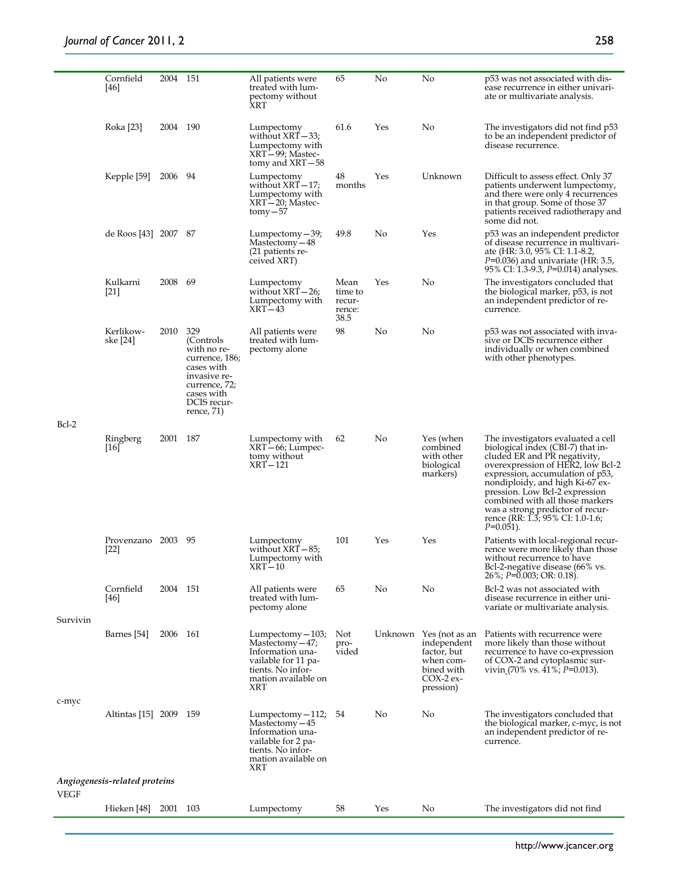| | Study | Year | No. of patients | Treatment | Median follow-up (months) | | | Findings |
|---|---|---|---|---|---|---|---|---|
| | Cornfield [46] | 2004 | 151 | All patients were treated with lumpectomy without XRT | 65 | No | No | p53 was not associated with disease recurrence in either univariate or multivariate analysis. |
| | Roka [23] | 2004 | 190 | Lumpectomy without XRT—33; Lumpectomy with XRT—99; Mastectomy and XRT—58 | 61.6 | Yes | No | The investigators did not find p53 to be an independent predictor of disease recurrence. |
| | Kepple [59] | 2006 | 94 | Lumpectomy without XRT—17; Lumpectomy with XRT—20; Mastectomy—57 | 48 months | Yes | Unknown | Difficult to assess effect. Only 37 patients underwent lumpectomy, and there were only 4 recurrences in that group. Some of those 37 patients received radiotherapy and some did not. |
| | de Roos [43] | 2007 | 87 | Lumpectomy—39; Mastectomy—48 (21 patients received XRT) | 49.8 | No | Yes | p53 was an independent predictor of disease recurrence in multivariate (HR: 3.0, 95% CI: 1.1-8.2, $P$=0.036) and univariate (HR: 3.5, 95% CI: 1.3-9.3, $P$=0.014) analyses. |
| | Kulkarni [21] | 2008 | 69 | Lumpectomy without XRT—26; Lumpectomy with XRT—43 | Mean time to recurrence: 38.5 | Yes | No | The investigators concluded that the biological marker, p53, is not an independent predictor of recurrence. |
| | Kerlikowske [24] | 2010 | 329 (Controls with no recurrence, 186; cases with invasive recurrence, 72; cases with DCIS recurrence, 71) | All patients were treated with lumpectomy alone | 98 | No | No | p53 was not associated with invasive or DCIS recurrence either individually or when combined with other phenotypes. |
| Bcl-2 | | | | | | | | |
| | Ringberg [16] | 2001 | 187 | Lumpectomy with XRT—66; Lumpectomy without XRT—121 | 62 | No | Yes (when combined with other biological markers) | The investigators evaluated a cell biological index (CBI-7) that included ER and PR negativity, overexpression of HER2, low Bcl-2 expression, accumulation of p53, nondiploidy, and high Ki-67 expression. Low Bcl-2 expression combined with all those markers was a strong predictor of recurrence (RR: 1.3; 95% CI: 1.0-1.6; $P$=0.051). |
| | Provenzano [22] | 2003 | 95 | Lumpectomy without XRT—85; Lumpectomy with XRT—10 | 101 | Yes | Yes | Patients with local-regional recurrence were more likely than those without recurrence to have Bcl-2-negative disease (66% vs. 26%; $P$=0.003; OR: 0.18). |
| | Cornfield [46] | 2004 | 151 | All patients were treated with lumpectomy alone | 65 | No | No | Bcl-2 was not associated with disease recurrence in either univariate or multivariate analysis. |
| Survivin | | | | | | | | |
| | Barnes [54] | 2006 | 161 | Lumpectomy—103; Mastectomy—47; Information unavailable for 11 patients. No information available on XRT | Not provided | Unknown | Yes (not as an independent factor, but when combined with COX-2 expression) | Patients with recurrence were more likely than those without recurrence to have co-expression of COX-2 and cytoplasmic survivin (70% vs. 41%; $P$=0.013). |
| c-myc | | | | | | | | |
| | Altintas [15] | 2009 | 159 | Lumpectomy—112; Mastectomy—45 Information unavailable for 2 patients. No information available on XRT | 54 | No | No | The investigators concluded that the biological marker, c-myc, is not an independent predictor of recurrence. |
| *Angiogenesis-related proteins* | | | | | | | | |
| VEGF | | | | | | | | |
| | Hieken [48] | 2001 | 103 | Lumpectomy | 58 | Yes | No | The investigators did not find |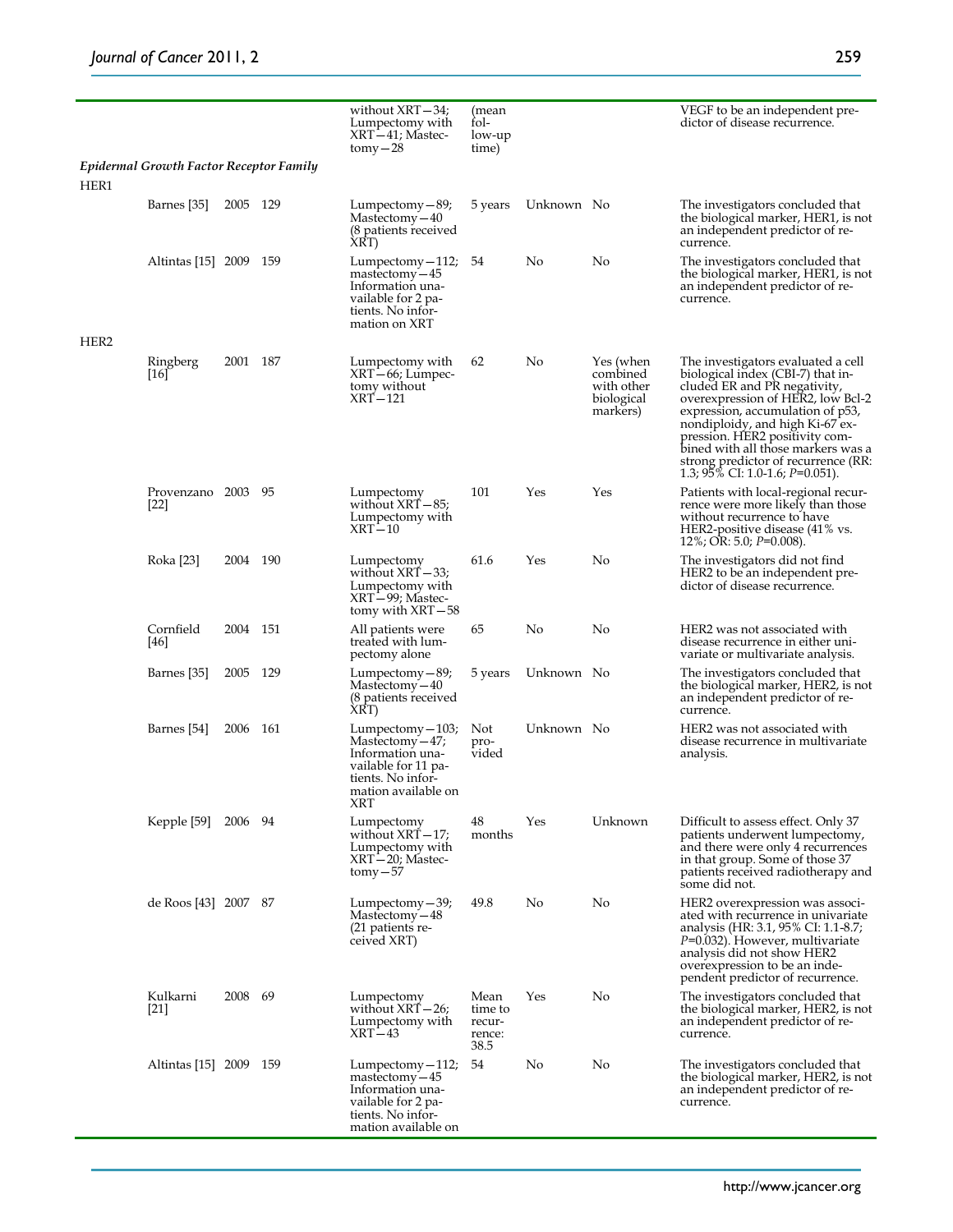| | | | | | | | | |
|---|---|---|---|---|---|---|---|---|
| | | | | without XRT—34; Lumpectomy with XRT—41; Mastectomy—28 | (mean follow-up time) | | | VEGF to be an independent predictor of disease recurrence. |
| ***Epidermal Growth Factor Receptor Family*** | | | | | | | | |
| HER1 | | | | | | | | |
| | Barnes [35] | 2005 | 129 | Lumpectomy—89; Mastectomy—40 (8 patients received XRT) | 5 years | Unknown | No | The investigators concluded that the biological marker, HER1, is not an independent predictor of recurrence. |
| | Altintas [15] | 2009 | 159 | Lumpectomy—112; mastectomy—45 Information unavailable for 2 patients. No information on XRT | 54 | No | No | The investigators concluded that the biological marker, HER1, is not an independent predictor of recurrence. |
| HER2 | | | | | | | | |
| | Ringberg [16] | 2001 | 187 | Lumpectomy with XRT—66; Lumpectomy without XRT—121 | 62 | No | Yes (when combined with other biological markers) | The investigators evaluated a cell biological index (CBI-7) that included ER and PR negativity, overexpression of HER2, low Bcl-2 expression, accumulation of p53, nondiploidy, and high Ki-67 expression. HER2 positivity combined with all those markers was a strong predictor of recurrence (RR: 1.3; 95% CI: 1.0-1.6; $P$=0.051). |
| | Provenzano [22] | 2003 | 95 | Lumpectomy without XRT—85; Lumpectomy with XRT—10 | 101 | Yes | Yes | Patients with local-regional recurrence were more likely than those without recurrence to have HER2-positive disease (41% vs. 12%; OR: 5.0; $P$=0.008). |
| | Roka [23] | 2004 | 190 | Lumpectomy without XRT—33; Lumpectomy with XRT—99; Mastectomy with XRT—58 | 61.6 | Yes | No | The investigators did not find HER2 to be an independent predictor of disease recurrence. |
| | Cornfield [46] | 2004 | 151 | All patients were treated with lumpectomy alone | 65 | No | No | HER2 was not associated with disease recurrence in either univariate or multivariate analysis. |
| | Barnes [35] | 2005 | 129 | Lumpectomy—89; Mastectomy—40 (8 patients received XRT) | 5 years | Unknown | No | The investigators concluded that the biological marker, HER2, is not an independent predictor of recurrence. |
| | Barnes [54] | 2006 | 161 | Lumpectomy—103; Mastectomy—47; Information unavailable for 11 patients. No information available on XRT | Not provided | Unknown | No | HER2 was not associated with disease recurrence in multivariate analysis. |
| | Kepple [59] | 2006 | 94 | Lumpectomy without XRT—17; Lumpectomy with XRT—20; Mastectomy—57 | 48 months | Yes | Unknown | Difficult to assess effect. Only 37 patients underwent lumpectomy, and there were only 4 recurrences in that group. Some of those 37 patients received radiotherapy and some did not. |
| | de Roos [43] | 2007 | 87 | Lumpectomy—39; Mastectomy—48 (21 patients received XRT) | 49.8 | No | No | HER2 overexpression was associated with recurrence in univariate analysis (HR: 3.1, 95% CI: 1.1-8.7; $P$=0.032). However, multivariate analysis did not show HER2 overexpression to be an independent predictor of recurrence. |
| | Kulkarni [21] | 2008 | 69 | Lumpectomy without XRT—26; Lumpectomy with XRT—43 | Mean time to recurrence: 38.5 | Yes | No | The investigators concluded that the biological marker, HER2, is not an independent predictor of recurrence. |
| | Altintas [15] | 2009 | 159 | Lumpectomy—112; mastectomy—45 Information unavailable for 2 patients. No information available on | 54 | No | No | The investigators concluded that the biological marker, HER2, is not an independent predictor of recurrence. |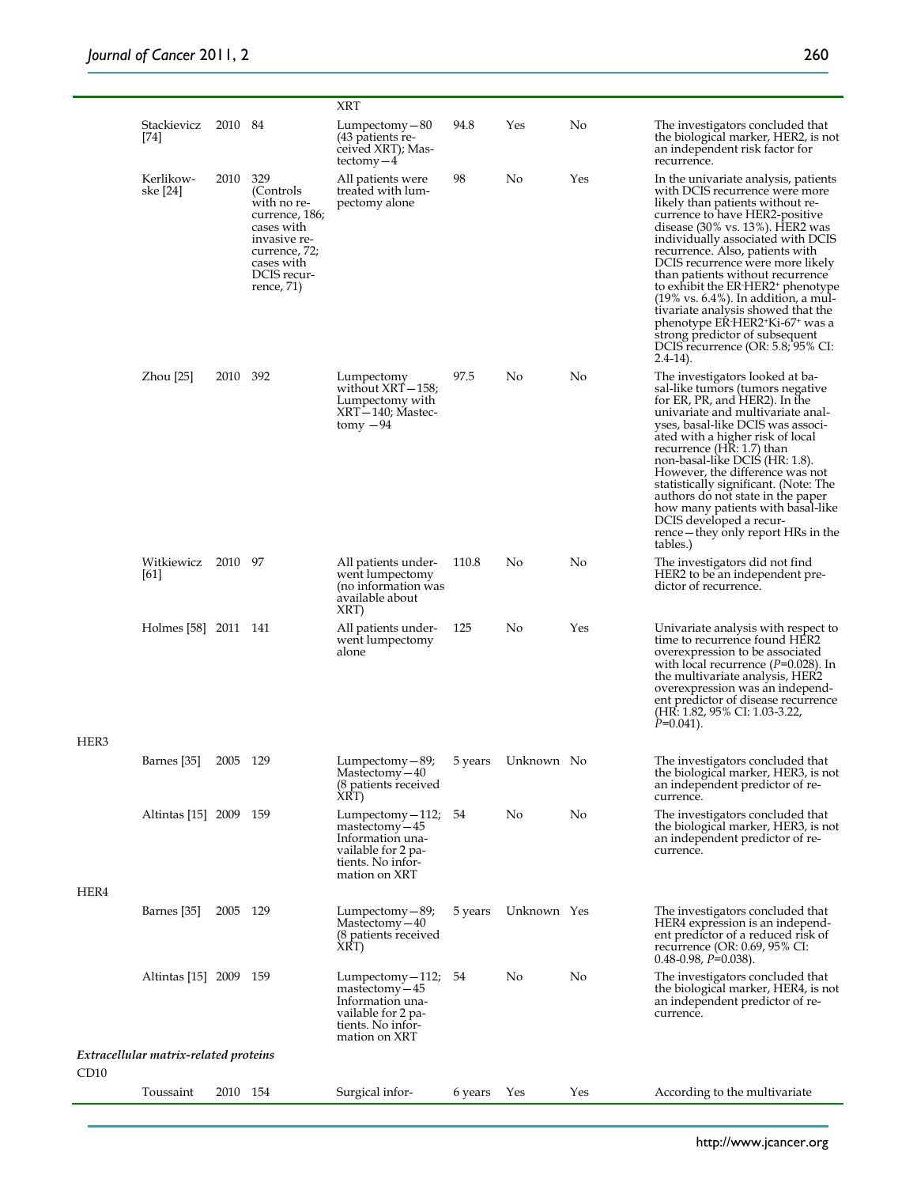| | | | | | | | |
|---|---|---|---|---|---|---|---|
| | | | | XRT | | | | |
| | Stackievicz [74] | 2010 | 84 | Lumpectomy—80 (43 patients received XRT); Mastectomy—4 | 94.8 | Yes | No | The investigators concluded that the biological marker, HER2, is not an independent risk factor for recurrence. |
| | Kerlikowske [24] | 2010 | 329 (Controls with no recurrence, 186; cases with invasive recurrence, 72; cases with DCIS recurrence, 71) | All patients were treated with lumpectomy alone | 98 | No | Yes | In the univariate analysis, patients with DCIS recurrence were more likely than patients without recurrence to have HER2-positive disease (30% vs. 13%). HER2 was individually associated with DCIS recurrence. Also, patients with DCIS recurrence were more likely than patients without recurrence to exhibit the $ER^{-}HER2^{+}$ phenotype (19% vs. 6.4%). In addition, a multivariate analysis showed that the phenotype $ER^{-}HER2^{+}Ki\text{-}67^{+}$ was a strong predictor of subsequent DCIS recurrence (OR: 5.8; 95% CI: 2.4-14). |
| | Zhou [25] | 2010 | 392 | Lumpectomy without XRT—158; Lumpectomy with XRT—140; Mastectomy —94 | 97.5 | No | No | The investigators looked at basal-like tumors (tumors negative for ER, PR, and HER2). In the univariate and multivariate analyses, basal-like DCIS was associated with a higher risk of local recurrence (HR: 1.7) than non-basal-like DCIS (HR: 1.8). However, the difference was not statistically significant. (Note: The authors do not state in the paper how many patients with basal-like DCIS developed a recurrence—they only report HRs in the tables.) |
| | Witkiewicz [61] | 2010 | 97 | All patients underwent lumpectomy (no information was available about XRT) | 110.8 | No | No | The investigators did not find HER2 to be an independent predictor of recurrence. |
| | Holmes [58] | 2011 | 141 | All patients underwent lumpectomy alone | 125 | No | Yes | Univariate analysis with respect to time to recurrence found HER2 overexpression to be associated with local recurrence ($P$=0.028). In the multivariate analysis, HER2 overexpression was an independent predictor of disease recurrence (HR: 1.82, 95% CI: 1.03-3.22, $P$=0.041). |
| HER3 | | | | | | | | |
| | Barnes [35] | 2005 | 129 | Lumpectomy—89; Mastectomy—40 (8 patients received XRT) | 5 years | Unknown | No | The investigators concluded that the biological marker, HER3, is not an independent predictor of recurrence. |
| | Altintas [15] | 2009 | 159 | Lumpectomy—112; mastectomy—45 Information unavailable for 2 patients. No information on XRT | 54 | No | No | The investigators concluded that the biological marker, HER3, is not an independent predictor of recurrence. |
| HER4 | | | | | | | | |
| | Barnes [35] | 2005 | 129 | Lumpectomy—89; Mastectomy—40 (8 patients received XRT) | 5 years | Unknown | Yes | The investigators concluded that HER4 expression is an independent predictor of a reduced risk of recurrence (OR: 0.69, 95% CI: 0.48-0.98, $P$=0.038). |
| | Altintas [15] | 2009 | 159 | Lumpectomy—112; mastectomy—45 Information unavailable for 2 patients. No information on XRT | 54 | No | No | The investigators concluded that the biological marker, HER4, is not an independent predictor of recurrence. |
| *Extracellular matrix-related proteins* | | | | | | | | |
| CD10 | | | | | | | | |
| | Toussaint | 2010 | 154 | Surgical infor- | 6 years | Yes | Yes | According to the multivariate |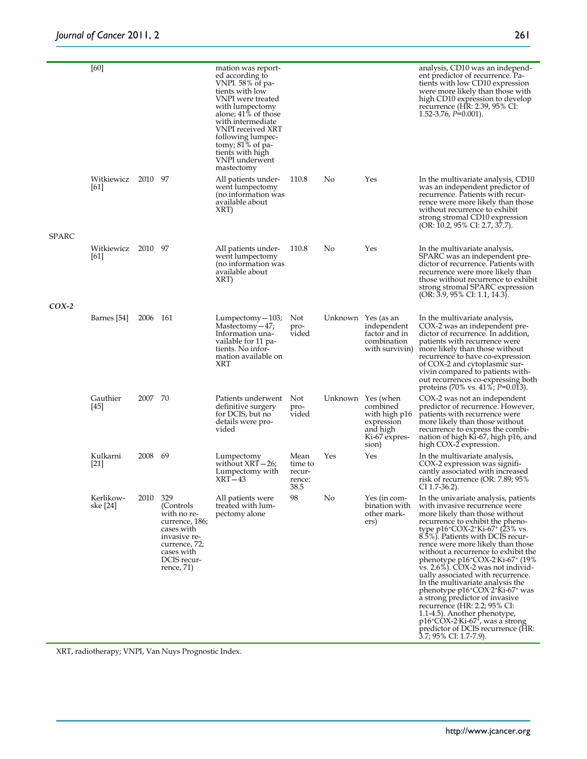| | | | | | | | | |
|---|---|---|---|---|---|---|---|---|
| | [60] | | | mation was reported according to VNPI. 58% of patients with low VNPI were treated with lumpectomy alone; 41% of those with intermediate VNPI received XRT following lumpectomy; 81% of patients with high VNPI underwent mastectomy | | | | analysis, CD10 was an independent predictor of recurrence. Patients with low CD10 expression were more likely than those with high CD10 expression to develop recurrence (HR: 2.39, 95% CI: 1.52-3.76, *P*=0.001). |
| | Witkiewicz [61] | 2010 | 97 | All patients underwent lumpectomy (no information was available about XRT) | 110.8 | No | Yes | In the multivariate analysis, CD10 was an independent predictor of recurrence. Patients with recurrence were more likely than those without recurrence to exhibit strong stromal CD10 expression (OR: 10.2, 95% CI: 2.7, 37.7). |
| SPARC | | | | | | | | |
| | Witkiewicz [61] | 2010 | 97 | All patients underwent lumpectomy (no information was available about XRT) | 110.8 | No | Yes | In the multivariate analysis, SPARC was an independent predictor of recurrence. Patients with recurrence were more likely than those without recurrence to exhibit strong stromal SPARC expression (OR: 3.9, 95% CI: 1.1, 14.3). |
| *COX-2* | | | | | | | | |
| | Barnes [54] | 2006 | 161 | Lumpectomy—103; Mastectomy—47; Information unavailable for 11 patients. No information available on XRT | Not provided | Unknown | Yes (as an independent factor and in combination with survivin) | In the multivariate analysis, COX-2 was an independent predictor of recurrence. In addition, patients with recurrence were more likely than those without recurrence to have co-expression of COX-2 and cytoplasmic survivin compared to patients without recurrences co-expressing both proteins (70% vs. 41%; *P*=0.013). |
| | Gauthier [45] | 2007 | 70 | Patients underwent definitive surgery for DCIS, but no details were provided | Not provided | Unknown | Yes (when combined with high p16 expression and high Ki-67 expression) | COX-2 was not an independent predictor of recurrence. However, patients with recurrence were more likely than those without recurrence to express the combination of high Ki-67, high p16, and high COX-2 expression. |
| | Kulkarni [21] | 2008 | 69 | Lumpectomy without XRT—26; Lumpectomy with XRT—43 | Mean time to recurrence: 38.5 | Yes | Yes | In the multivariate analysis, COX-2 expression was significantly associated with increased risk of recurrence (OR: 7.89; 95% CI 1.7-36.2). |
| | Kerlikowske [24] | 2010 | 329 (Controls with no recurrence, 186; cases with invasive recurrence, 72; cases with DCIS recurrence, 71) | All patients were treated with lumpectomy alone | 98 | No | Yes (in combination with other markers) | In the univariate analysis, patients with invasive recurrence were more likely than those without recurrence to exhibit the phenotype $p16^{+}COX\text{-}2^{+}Ki\text{-}67^{+}$ (23% vs. 8.5%). Patients with DCIS recurrence were more likely than those without a recurrence to exhibit the phenotype $p16^{+}COX\text{-}2^{-}Ki\text{-}67^{+}$ (19% vs. 2.6%). COX-2 was not individually associated with recurrence. In the multivariate analysis the phenotype $p16^{+}COX\text{-}2^{+}Ki\text{-}67^{+}$ was a strong predictor of invasive recurrence (HR: 2.2; 95% CI: 1.1-4.5). Another phenotype, $p16^{+}COX\text{-}2^{-}Ki\text{-}67^{+}$, was a strong predictor of DCIS recurrence (HR: 3.7; 95% CI: 1.7-7.9). |

XRT, radiotherapy; VNPI, Van Nuys Prognostic Index.